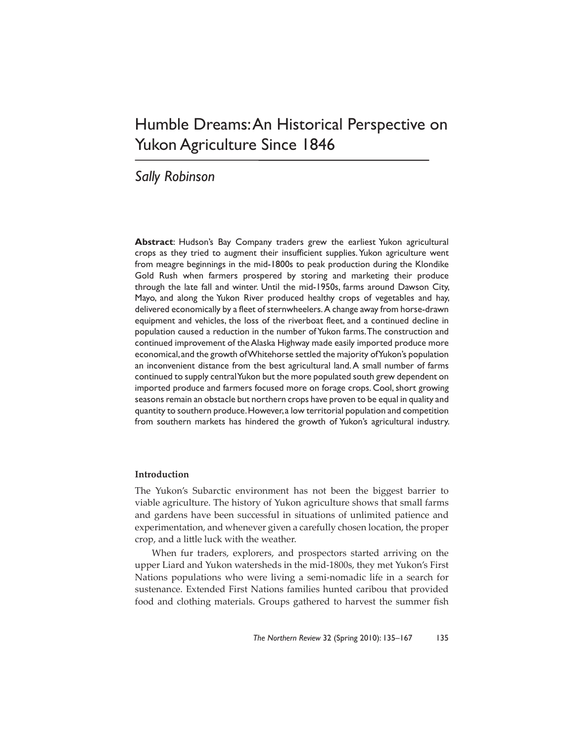# Humble Dreams: An Historical Perspective on Yukon Agriculture Since 1846

*Sally Robinson*

**Abstract**: Hudson's Bay Company traders grew the earliest Yukon agricultural crops as they tried to augment their insufficient supplies. Yukon agriculture went from meagre beginnings in the mid-1800s to peak production during the Klondike Gold Rush when farmers prospered by storing and marketing their produce through the late fall and winter. Until the mid-1950s, farms around Dawson City, Mayo, and along the Yukon River produced healthy crops of vegetables and hay, delivered economically by a fleet of sternwheelers. A change away from horse-drawn equipment and vehicles, the loss of the riverboat fleet, and a continued decline in population caused a reduction in the number of Yukon farms. The construction and continued improvement of the Alaska Highway made easily imported produce more economical, and the growth of Whitehorse settled the majority of Yukon's population an inconvenient distance from the best agricultural land. A small number of farms continued to supply central Yukon but the more populated south grew dependent on imported produce and farmers focused more on forage crops. Cool, short growing seasons remain an obstacle but northern crops have proven to be equal in quality and quantity to southern produce. However, a low territorial population and competition from southern markets has hindered the growth of Yukon's agricultural industry.

## Introduction

The Yukon's Subarctic environment has not been the biggest barrier to viable agriculture. The history of Yukon agriculture shows that small farms and gardens have been successful in situations of unlimited patience and experimentation, and whenever given a carefully chosen location, the proper crop, and a little luck with the weather.

When fur traders, explorers, and prospectors started arriving on the upper Liard and Yukon watersheds in the mid-1800s, they met Yukon's First Nations populations who were living a semi-nomadic life in a search for sustenance. Extended First Nations families hunted caribou that provided food and clothing materials. Groups gathered to harvest the summer fish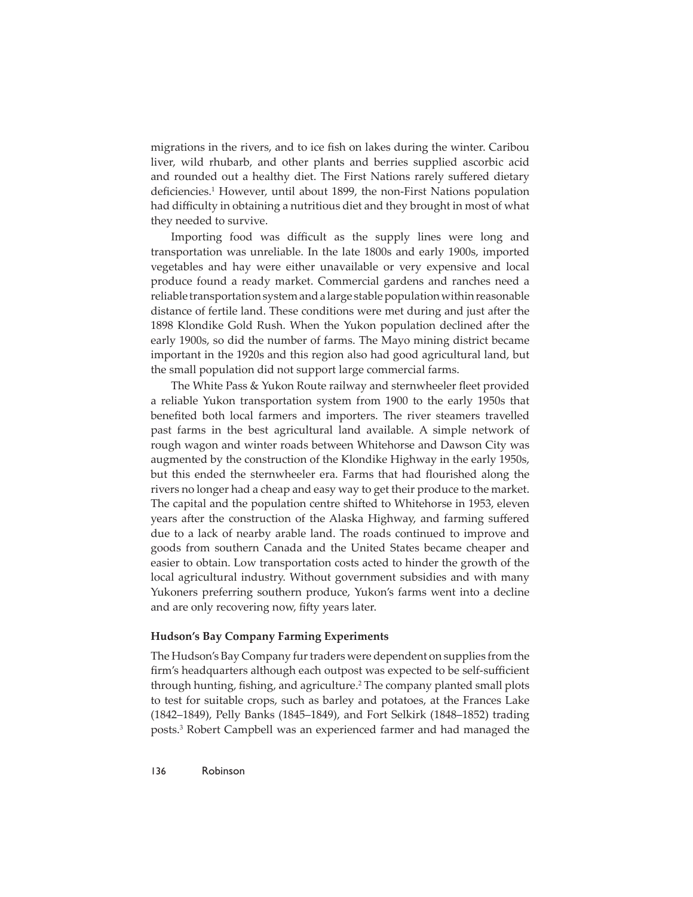migrations in the rivers, and to ice fish on lakes during the winter. Caribou liver, wild rhubarb, and other plants and berries supplied ascorbic acid and rounded out a healthy diet. The First Nations rarely suffered dietary deficiencies.[1] However, until about 1899, the non-First Nations population had difficulty in obtaining a nutritious diet and they brought in most of what they needed to survive.

Importing food was difficult as the supply lines were long and transportation was unreliable. In the late 1800s and early 1900s, imported vegetables and hay were either unavailable or very expensive and local produce found a ready market. Commercial gardens and ranches need a reliable transportation system and a large stable population within reasonable distance of fertile land. These conditions were met during and just after the 1898 Klondike Gold Rush. When the Yukon population declined after the early 1900s, so did the number of farms. The Mayo mining district became important in the 1920s and this region also had good agricultural land, but the small population did not support large commercial farms.

The White Pass & Yukon Route railway and sternwheeler fleet provided a reliable Yukon transportation system from 1900 to the early 1950s that benefited both local farmers and importers. The river steamers travelled past farms in the best agricultural land available. A simple network of rough wagon and winter roads between Whitehorse and Dawson City was augmented by the construction of the Klondike Highway in the early 1950s, but this ended the sternwheeler era. Farms that had flourished along the rivers no longer had a cheap and easy way to get their produce to the market. The capital and the population centre shifted to Whitehorse in 1953, eleven years after the construction of the Alaska Highway, and farming suffered due to a lack of nearby arable land. The roads continued to improve and goods from southern Canada and the United States became cheaper and easier to obtain. Low transportation costs acted to hinder the growth of the local agricultural industry. Without government subsidies and with many Yukoners preferring southern produce, Yukon's farms went into a decline and are only recovering now, fifty years later.

### Hudson's Bay Company Farming Experiments

The Hudson's Bay Company fur traders were dependent on supplies from the firm's headquarters although each outpost was expected to be self-sufficient through hunting, fishing, and agriculture.[2] The company planted small plots to test for suitable crops, such as barley and potatoes, at the Frances Lake (1842–1849), Pelly Banks (1845–1849), and Fort Selkirk (1848–1852) trading posts.[3] Robert Campbell was an experienced farmer and had managed the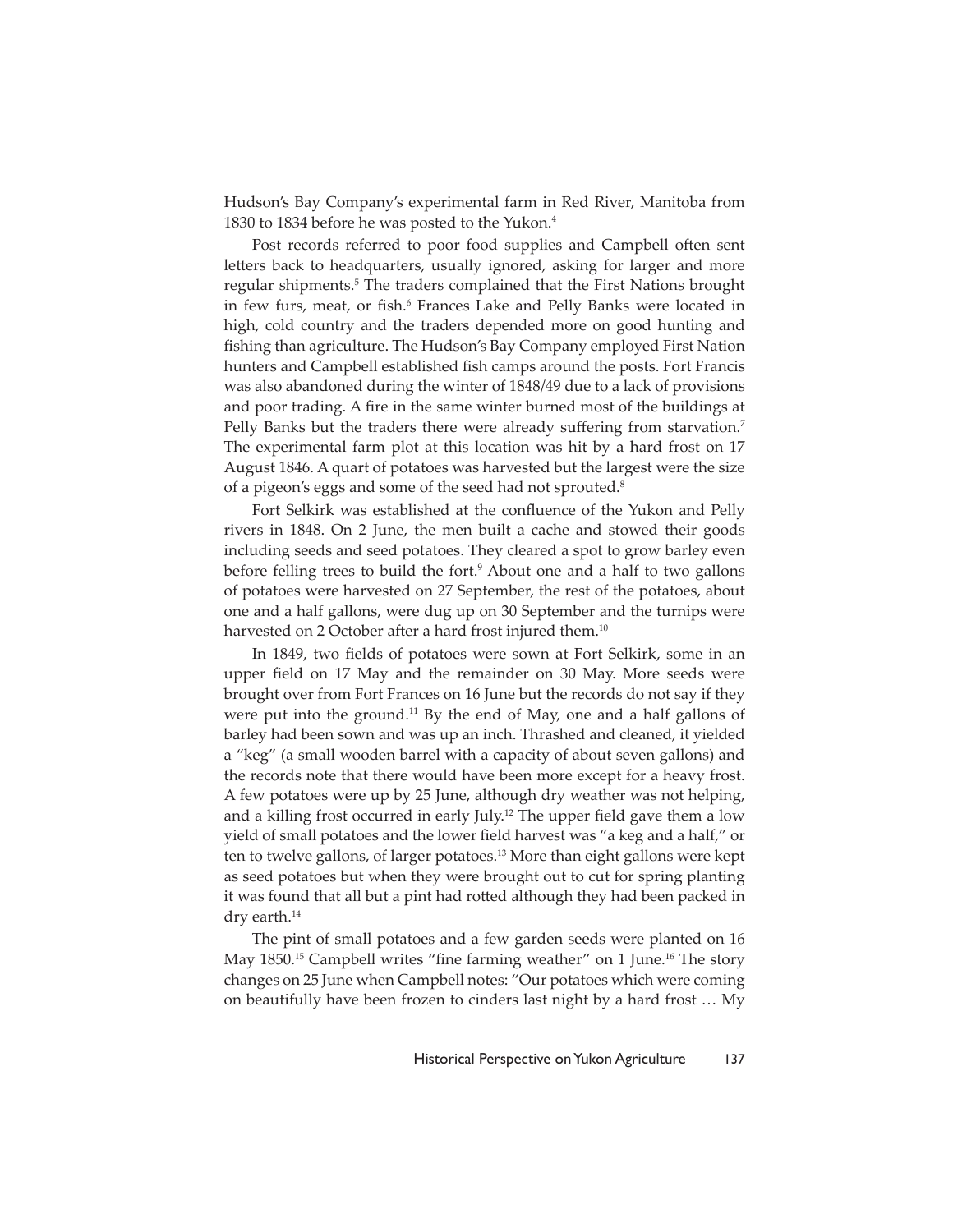Hudson's Bay Company's experimental farm in Red River, Manitoba from 1830 to 1834 before he was posted to the Yukon.[4]

Post records referred to poor food supplies and Campbell often sent letters back to headquarters, usually ignored, asking for larger and more regular shipments.[5] The traders complained that the First Nations brought in few furs, meat, or fish.[6] Frances Lake and Pelly Banks were located in high, cold country and the traders depended more on good hunting and fishing than agriculture. The Hudson's Bay Company employed First Nation hunters and Campbell established fish camps around the posts. Fort Francis was also abandoned during the winter of 1848/49 due to a lack of provisions and poor trading. A fire in the same winter burned most of the buildings at Pelly Banks but the traders there were already suffering from starvation.[7] The experimental farm plot at this location was hit by a hard frost on 17 August 1846. A quart of potatoes was harvested but the largest were the size of a pigeon's eggs and some of the seed had not sprouted.[8]

Fort Selkirk was established at the confluence of the Yukon and Pelly rivers in 1848. On 2 June, the men built a cache and stowed their goods including seeds and seed potatoes. They cleared a spot to grow barley even before felling trees to build the fort.[9] About one and a half to two gallons of potatoes were harvested on 27 September, the rest of the potatoes, about one and a half gallons, were dug up on 30 September and the turnips were harvested on 2 October after a hard frost injured them.[10]

In 1849, two fields of potatoes were sown at Fort Selkirk, some in an upper field on 17 May and the remainder on 30 May. More seeds were brought over from Fort Frances on 16 June but the records do not say if they were put into the ground.[11] By the end of May, one and a half gallons of barley had been sown and was up an inch. Thrashed and cleaned, it yielded a "keg" (a small wooden barrel with a capacity of about seven gallons) and the records note that there would have been more except for a heavy frost. A few potatoes were up by 25 June, although dry weather was not helping, and a killing frost occurred in early July.[12] The upper field gave them a low yield of small potatoes and the lower field harvest was "a keg and a half," or ten to twelve gallons, of larger potatoes.[13] More than eight gallons were kept as seed potatoes but when they were brought out to cut for spring planting it was found that all but a pint had rotted although they had been packed in dry earth.[14]

The pint of small potatoes and a few garden seeds were planted on 16 May 1850.[15] Campbell writes "fine farming weather" on 1 June.[16] The story changes on 25 June when Campbell notes: "Our potatoes which were coming on beautifully have been frozen to cinders last night by a hard frost … My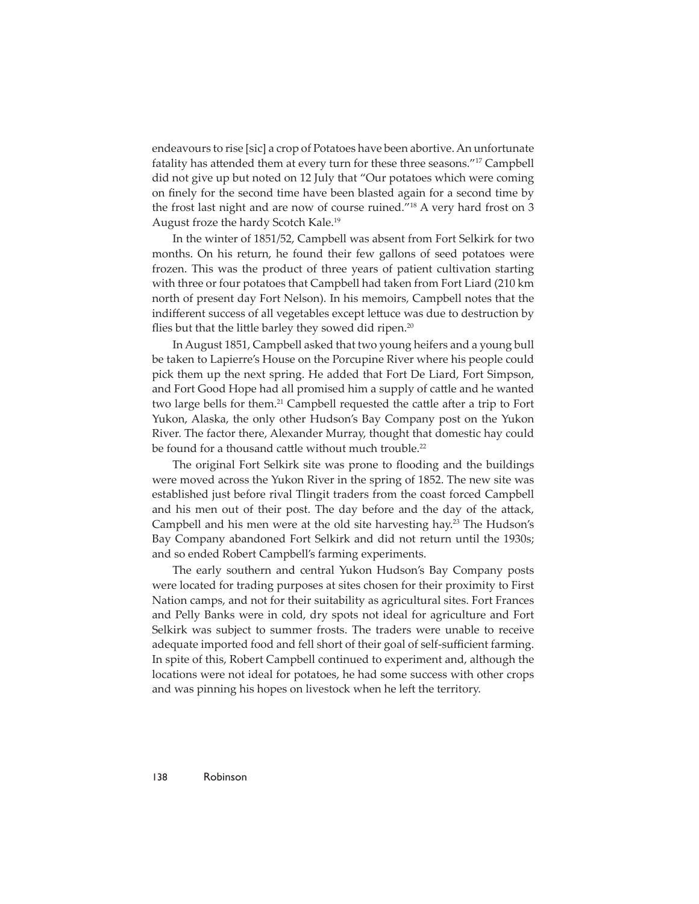endeavours to rise [sic] a crop of Potatoes have been abortive. An unfortunate fatality has attended them at every turn for these three seasons."[17] Campbell did not give up but noted on 12 July that "Our potatoes which were coming on finely for the second time have been blasted again for a second time by the frost last night and are now of course ruined."[18] A very hard frost on 3 August froze the hardy Scotch Kale.[19]

In the winter of 1851/52, Campbell was absent from Fort Selkirk for two months. On his return, he found their few gallons of seed potatoes were frozen. This was the product of three years of patient cultivation starting with three or four potatoes that Campbell had taken from Fort Liard (210 km north of present day Fort Nelson). In his memoirs, Campbell notes that the indifferent success of all vegetables except lettuce was due to destruction by flies but that the little barley they sowed did ripen.[20]

In August 1851, Campbell asked that two young heifers and a young bull be taken to Lapierre's House on the Porcupine River where his people could pick them up the next spring. He added that Fort De Liard, Fort Simpson, and Fort Good Hope had all promised him a supply of cattle and he wanted two large bells for them.[21] Campbell requested the cattle after a trip to Fort Yukon, Alaska, the only other Hudson's Bay Company post on the Yukon River. The factor there, Alexander Murray, thought that domestic hay could be found for a thousand cattle without much trouble.[22]

The original Fort Selkirk site was prone to flooding and the buildings were moved across the Yukon River in the spring of 1852. The new site was established just before rival Tlingit traders from the coast forced Campbell and his men out of their post. The day before and the day of the attack, Campbell and his men were at the old site harvesting hay.[23] The Hudson's Bay Company abandoned Fort Selkirk and did not return until the 1930s; and so ended Robert Campbell's farming experiments.

The early southern and central Yukon Hudson's Bay Company posts were located for trading purposes at sites chosen for their proximity to First Nation camps, and not for their suitability as agricultural sites. Fort Frances and Pelly Banks were in cold, dry spots not ideal for agriculture and Fort Selkirk was subject to summer frosts. The traders were unable to receive adequate imported food and fell short of their goal of self-sufficient farming. In spite of this, Robert Campbell continued to experiment and, although the locations were not ideal for potatoes, he had some success with other crops and was pinning his hopes on livestock when he left the territory.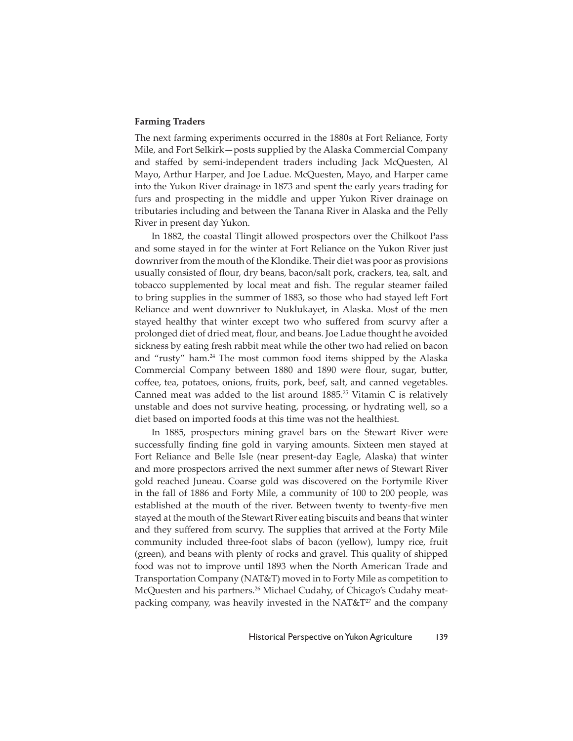### Farming Traders

The next farming experiments occurred in the 1880s at Fort Reliance, Forty Mile, and Fort Selkirk—posts supplied by the Alaska Commercial Company and staffed by semi-independent traders including Jack McQuesten, Al Mayo, Arthur Harper, and Joe Ladue. McQuesten, Mayo, and Harper came into the Yukon River drainage in 1873 and spent the early years trading for furs and prospecting in the middle and upper Yukon River drainage on tributaries including and between the Tanana River in Alaska and the Pelly River in present day Yukon.

In 1882, the coastal Tlingit allowed prospectors over the Chilkoot Pass and some stayed in for the winter at Fort Reliance on the Yukon River just downriver from the mouth of the Klondike. Their diet was poor as provisions usually consisted of flour, dry beans, bacon/salt pork, crackers, tea, salt, and tobacco supplemented by local meat and fish. The regular steamer failed to bring supplies in the summer of 1883, so those who had stayed left Fort Reliance and went downriver to Nuklukayet, in Alaska. Most of the men stayed healthy that winter except two who suffered from scurvy after a prolonged diet of dried meat, flour, and beans. Joe Ladue thought he avoided sickness by eating fresh rabbit meat while the other two had relied on bacon and "rusty" ham.[24] The most common food items shipped by the Alaska Commercial Company between 1880 and 1890 were flour, sugar, butter, coffee, tea, potatoes, onions, fruits, pork, beef, salt, and canned vegetables. Canned meat was added to the list around 1885.[25] Vitamin C is relatively unstable and does not survive heating, processing, or hydrating well, so a diet based on imported foods at this time was not the healthiest.

In 1885, prospectors mining gravel bars on the Stewart River were successfully finding fine gold in varying amounts. Sixteen men stayed at Fort Reliance and Belle Isle (near present-day Eagle, Alaska) that winter and more prospectors arrived the next summer after news of Stewart River gold reached Juneau. Coarse gold was discovered on the Fortymile River in the fall of 1886 and Forty Mile, a community of 100 to 200 people, was established at the mouth of the river. Between twenty to twenty-five men stayed at the mouth of the Stewart River eating biscuits and beans that winter and they suffered from scurvy. The supplies that arrived at the Forty Mile community included three-foot slabs of bacon (yellow), lumpy rice, fruit (green), and beans with plenty of rocks and gravel. This quality of shipped food was not to improve until 1893 when the North American Trade and Transportation Company (NAT&T) moved in to Forty Mile as competition to McQuesten and his partners.[26] Michael Cudahy, of Chicago's Cudahy meat-packing company, was heavily invested in the NAT&T[27] and the company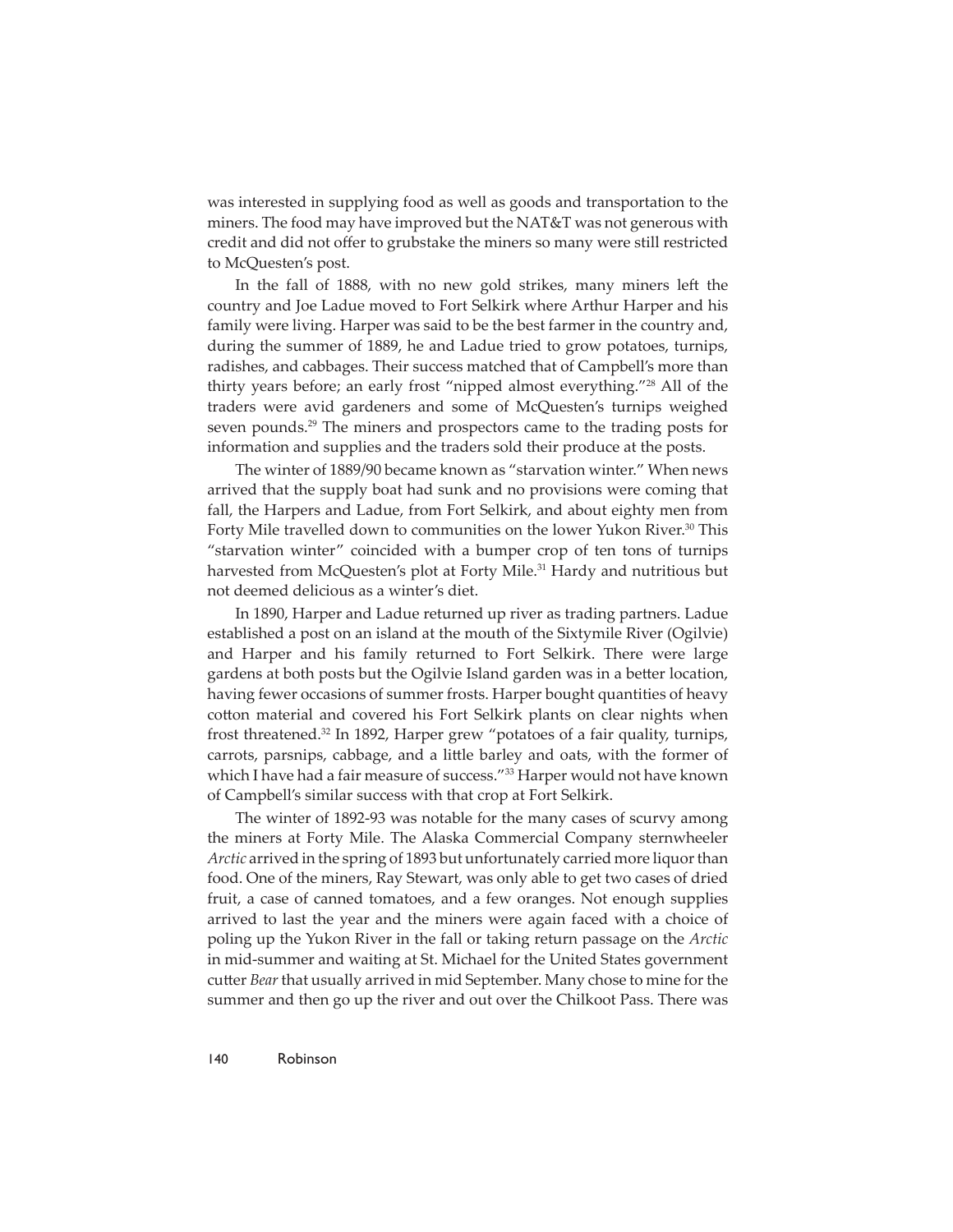was interested in supplying food as well as goods and transportation to the miners. The food may have improved but the NAT&T was not generous with credit and did not offer to grubstake the miners so many were still restricted to McQuesten's post.

In the fall of 1888, with no new gold strikes, many miners left the country and Joe Ladue moved to Fort Selkirk where Arthur Harper and his family were living. Harper was said to be the best farmer in the country and, during the summer of 1889, he and Ladue tried to grow potatoes, turnips, radishes, and cabbages. Their success matched that of Campbell's more than thirty years before; an early frost "nipped almost everything."[28] All of the traders were avid gardeners and some of McQuesten's turnips weighed seven pounds.[29] The miners and prospectors came to the trading posts for information and supplies and the traders sold their produce at the posts.

The winter of 1889/90 became known as "starvation winter." When news arrived that the supply boat had sunk and no provisions were coming that fall, the Harpers and Ladue, from Fort Selkirk, and about eighty men from Forty Mile travelled down to communities on the lower Yukon River.[30] This "starvation winter" coincided with a bumper crop of ten tons of turnips harvested from McQuesten's plot at Forty Mile.[31] Hardy and nutritious but not deemed delicious as a winter's diet.

In 1890, Harper and Ladue returned up river as trading partners. Ladue established a post on an island at the mouth of the Sixtymile River (Ogilvie) and Harper and his family returned to Fort Selkirk. There were large gardens at both posts but the Ogilvie Island garden was in a better location, having fewer occasions of summer frosts. Harper bought quantities of heavy cotton material and covered his Fort Selkirk plants on clear nights when frost threatened.[32] In 1892, Harper grew "potatoes of a fair quality, turnips, carrots, parsnips, cabbage, and a little barley and oats, with the former of which I have had a fair measure of success."[33] Harper would not have known of Campbell's similar success with that crop at Fort Selkirk.

The winter of 1892-93 was notable for the many cases of scurvy among the miners at Forty Mile. The Alaska Commercial Company sternwheeler *Arctic* arrived in the spring of 1893 but unfortunately carried more liquor than food. One of the miners, Ray Stewart, was only able to get two cases of dried fruit, a case of canned tomatoes, and a few oranges. Not enough supplies arrived to last the year and the miners were again faced with a choice of poling up the Yukon River in the fall or taking return passage on the *Arctic* in mid-summer and waiting at St. Michael for the United States government cutter *Bear* that usually arrived in mid September. Many chose to mine for the summer and then go up the river and out over the Chilkoot Pass. There was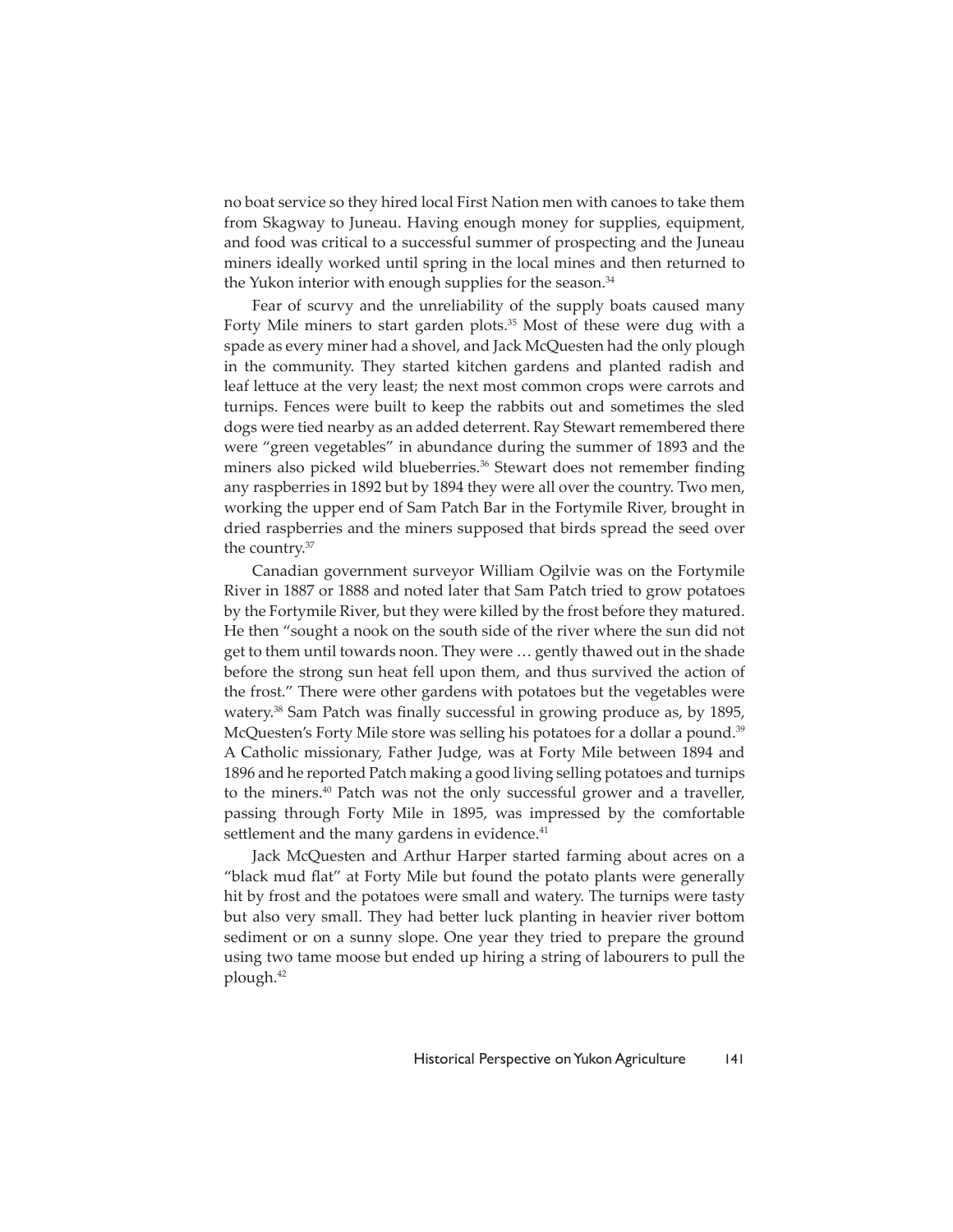no boat service so they hired local First Nation men with canoes to take them from Skagway to Juneau. Having enough money for supplies, equipment, and food was critical to a successful summer of prospecting and the Juneau miners ideally worked until spring in the local mines and then returned to the Yukon interior with enough supplies for the season.[34]

Fear of scurvy and the unreliability of the supply boats caused many Forty Mile miners to start garden plots.[35] Most of these were dug with a spade as every miner had a shovel, and Jack McQuesten had the only plough in the community. They started kitchen gardens and planted radish and leaf lettuce at the very least; the next most common crops were carrots and turnips. Fences were built to keep the rabbits out and sometimes the sled dogs were tied nearby as an added deterrent. Ray Stewart remembered there were "green vegetables" in abundance during the summer of 1893 and the miners also picked wild blueberries.[36] Stewart does not remember finding any raspberries in 1892 but by 1894 they were all over the country. Two men, working the upper end of Sam Patch Bar in the Fortymile River, brought in dried raspberries and the miners supposed that birds spread the seed over the country.[37]

Canadian government surveyor William Ogilvie was on the Fortymile River in 1887 or 1888 and noted later that Sam Patch tried to grow potatoes by the Fortymile River, but they were killed by the frost before they matured. He then "sought a nook on the south side of the river where the sun did not get to them until towards noon. They were … gently thawed out in the shade before the strong sun heat fell upon them, and thus survived the action of the frost." There were other gardens with potatoes but the vegetables were watery.[38] Sam Patch was finally successful in growing produce as, by 1895, McQuesten's Forty Mile store was selling his potatoes for a dollar a pound.[39] A Catholic missionary, Father Judge, was at Forty Mile between 1894 and 1896 and he reported Patch making a good living selling potatoes and turnips to the miners.[40] Patch was not the only successful grower and a traveller, passing through Forty Mile in 1895, was impressed by the comfortable settlement and the many gardens in evidence.[41]

Jack McQuesten and Arthur Harper started farming about acres on a "black mud flat" at Forty Mile but found the potato plants were generally hit by frost and the potatoes were small and watery. The turnips were tasty but also very small. They had better luck planting in heavier river bottom sediment or on a sunny slope. One year they tried to prepare the ground using two tame moose but ended up hiring a string of labourers to pull the plough.[42]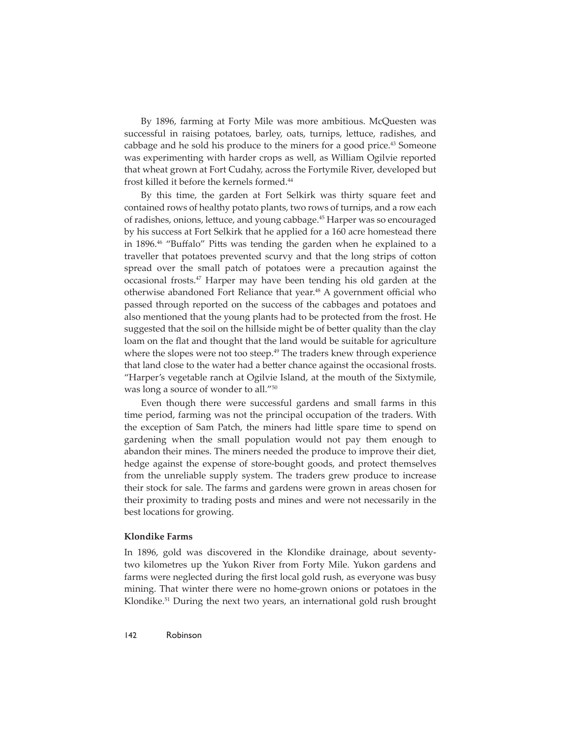By 1896, farming at Forty Mile was more ambitious. McQuesten was successful in raising potatoes, barley, oats, turnips, lettuce, radishes, and cabbage and he sold his produce to the miners for a good price.[43] Someone was experimenting with harder crops as well, as William Ogilvie reported that wheat grown at Fort Cudahy, across the Fortymile River, developed but frost killed it before the kernels formed.[44]

By this time, the garden at Fort Selkirk was thirty square feet and contained rows of healthy potato plants, two rows of turnips, and a row each of radishes, onions, lettuce, and young cabbage.[45] Harper was so encouraged by his success at Fort Selkirk that he applied for a 160 acre homestead there in 1896.[46] "Buffalo" Pitts was tending the garden when he explained to a traveller that potatoes prevented scurvy and that the long strips of cotton spread over the small patch of potatoes were a precaution against the occasional frosts.[47] Harper may have been tending his old garden at the otherwise abandoned Fort Reliance that year.[48] A government official who passed through reported on the success of the cabbages and potatoes and also mentioned that the young plants had to be protected from the frost. He suggested that the soil on the hillside might be of better quality than the clay loam on the flat and thought that the land would be suitable for agriculture where the slopes were not too steep.[49] The traders knew through experience that land close to the water had a better chance against the occasional frosts. "Harper's vegetable ranch at Ogilvie Island, at the mouth of the Sixtymile, was long a source of wonder to all."[50]

Even though there were successful gardens and small farms in this time period, farming was not the principal occupation of the traders. With the exception of Sam Patch, the miners had little spare time to spend on gardening when the small population would not pay them enough to abandon their mines. The miners needed the produce to improve their diet, hedge against the expense of store-bought goods, and protect themselves from the unreliable supply system. The traders grew produce to increase their stock for sale. The farms and gardens were grown in areas chosen for their proximity to trading posts and mines and were not necessarily in the best locations for growing.

**Klondike Farms**

In 1896, gold was discovered in the Klondike drainage, about seventy-two kilometres up the Yukon River from Forty Mile. Yukon gardens and farms were neglected during the first local gold rush, as everyone was busy mining. That winter there were no home-grown onions or potatoes in the Klondike.[51] During the next two years, an international gold rush brought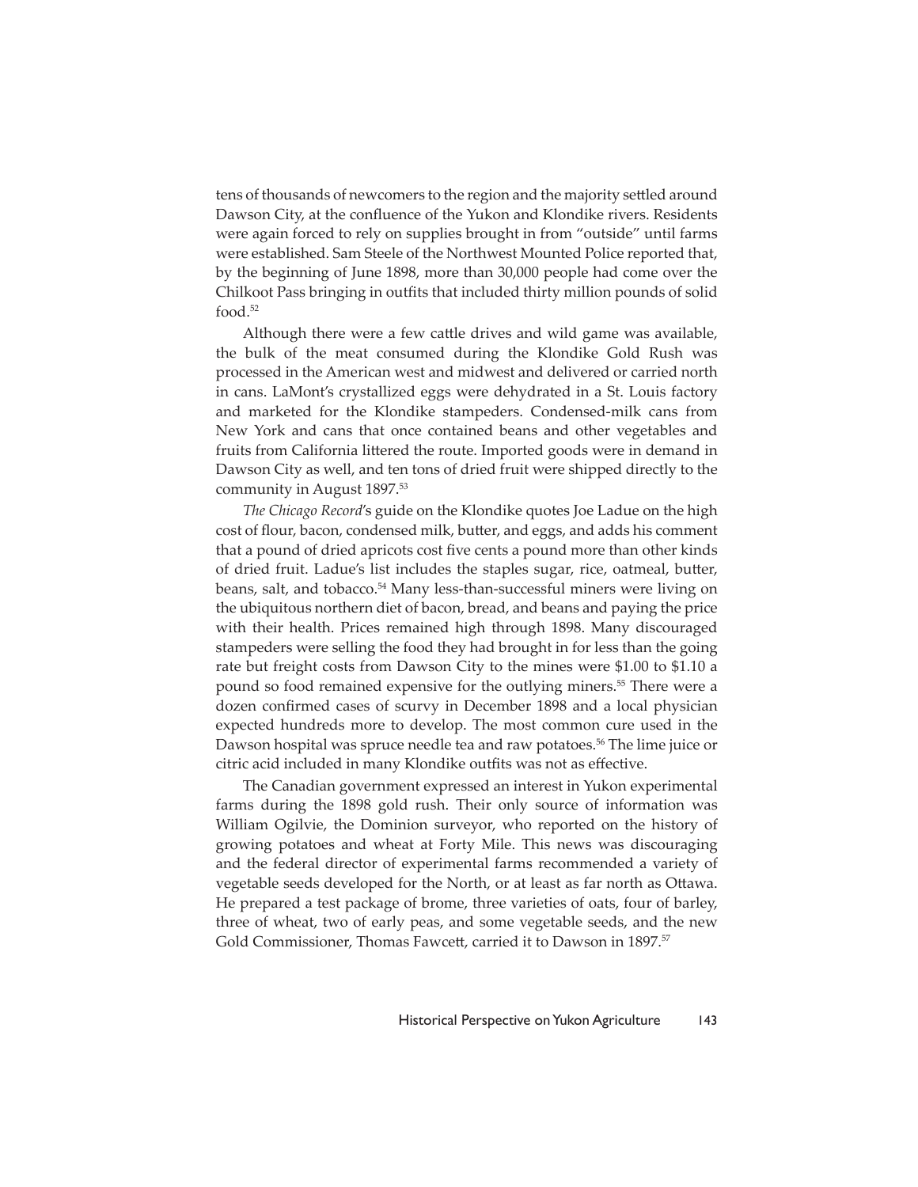tens of thousands of newcomers to the region and the majority settled around Dawson City, at the confluence of the Yukon and Klondike rivers. Residents were again forced to rely on supplies brought in from "outside" until farms were established. Sam Steele of the Northwest Mounted Police reported that, by the beginning of June 1898, more than 30,000 people had come over the Chilkoot Pass bringing in outfits that included thirty million pounds of solid food.[52]

Although there were a few cattle drives and wild game was available, the bulk of the meat consumed during the Klondike Gold Rush was processed in the American west and midwest and delivered or carried north in cans. LaMont's crystallized eggs were dehydrated in a St. Louis factory and marketed for the Klondike stampeders. Condensed-milk cans from New York and cans that once contained beans and other vegetables and fruits from California littered the route. Imported goods were in demand in Dawson City as well, and ten tons of dried fruit were shipped directly to the community in August 1897.[53]

*The Chicago Record*'s guide on the Klondike quotes Joe Ladue on the high cost of flour, bacon, condensed milk, butter, and eggs, and adds his comment that a pound of dried apricots cost five cents a pound more than other kinds of dried fruit. Ladue's list includes the staples sugar, rice, oatmeal, butter, beans, salt, and tobacco.[54] Many less-than-successful miners were living on the ubiquitous northern diet of bacon, bread, and beans and paying the price with their health. Prices remained high through 1898. Many discouraged stampeders were selling the food they had brought in for less than the going rate but freight costs from Dawson City to the mines were $1.00 to $1.10 a pound so food remained expensive for the outlying miners.[55] There were a dozen confirmed cases of scurvy in December 1898 and a local physician expected hundreds more to develop. The most common cure used in the Dawson hospital was spruce needle tea and raw potatoes.[56] The lime juice or citric acid included in many Klondike outfits was not as effective.

The Canadian government expressed an interest in Yukon experimental farms during the 1898 gold rush. Their only source of information was William Ogilvie, the Dominion surveyor, who reported on the history of growing potatoes and wheat at Forty Mile. This news was discouraging and the federal director of experimental farms recommended a variety of vegetable seeds developed for the North, or at least as far north as Ottawa. He prepared a test package of brome, three varieties of oats, four of barley, three of wheat, two of early peas, and some vegetable seeds, and the new Gold Commissioner, Thomas Fawcett, carried it to Dawson in 1897.[57]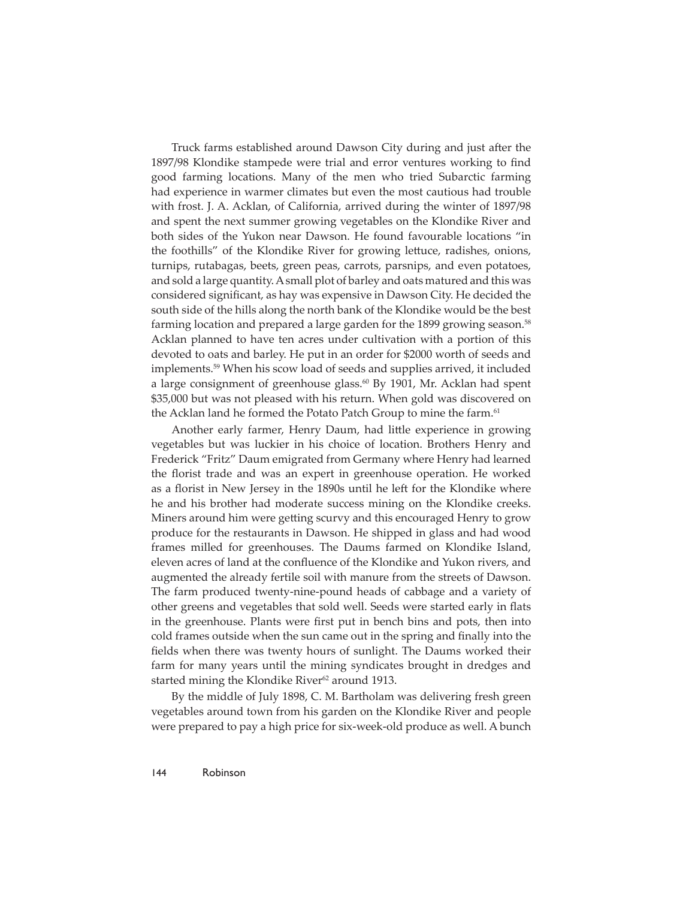Truck farms established around Dawson City during and just after the 1897/98 Klondike stampede were trial and error ventures working to find good farming locations. Many of the men who tried Subarctic farming had experience in warmer climates but even the most cautious had trouble with frost. J. A. Acklan, of California, arrived during the winter of 1897/98 and spent the next summer growing vegetables on the Klondike River and both sides of the Yukon near Dawson. He found favourable locations "in the foothills" of the Klondike River for growing lettuce, radishes, onions, turnips, rutabagas, beets, green peas, carrots, parsnips, and even potatoes, and sold a large quantity. A small plot of barley and oats matured and this was considered significant, as hay was expensive in Dawson City. He decided the south side of the hills along the north bank of the Klondike would be the best farming location and prepared a large garden for the 1899 growing season.[58] Acklan planned to have ten acres under cultivation with a portion of this devoted to oats and barley. He put in an order for $2000 worth of seeds and implements.[59] When his scow load of seeds and supplies arrived, it included a large consignment of greenhouse glass.[60] By 1901, Mr. Acklan had spent $35,000 but was not pleased with his return. When gold was discovered on the Acklan land he formed the Potato Patch Group to mine the farm.[61]

Another early farmer, Henry Daum, had little experience in growing vegetables but was luckier in his choice of location. Brothers Henry and Frederick "Fritz" Daum emigrated from Germany where Henry had learned the florist trade and was an expert in greenhouse operation. He worked as a florist in New Jersey in the 1890s until he left for the Klondike where he and his brother had moderate success mining on the Klondike creeks. Miners around him were getting scurvy and this encouraged Henry to grow produce for the restaurants in Dawson. He shipped in glass and had wood frames milled for greenhouses. The Daums farmed on Klondike Island, eleven acres of land at the confluence of the Klondike and Yukon rivers, and augmented the already fertile soil with manure from the streets of Dawson. The farm produced twenty-nine-pound heads of cabbage and a variety of other greens and vegetables that sold well. Seeds were started early in flats in the greenhouse. Plants were first put in bench bins and pots, then into cold frames outside when the sun came out in the spring and finally into the fields when there was twenty hours of sunlight. The Daums worked their farm for many years until the mining syndicates brought in dredges and started mining the Klondike River[62] around 1913.

By the middle of July 1898, C. M. Bartholam was delivering fresh green vegetables around town from his garden on the Klondike River and people were prepared to pay a high price for six-week-old produce as well. A bunch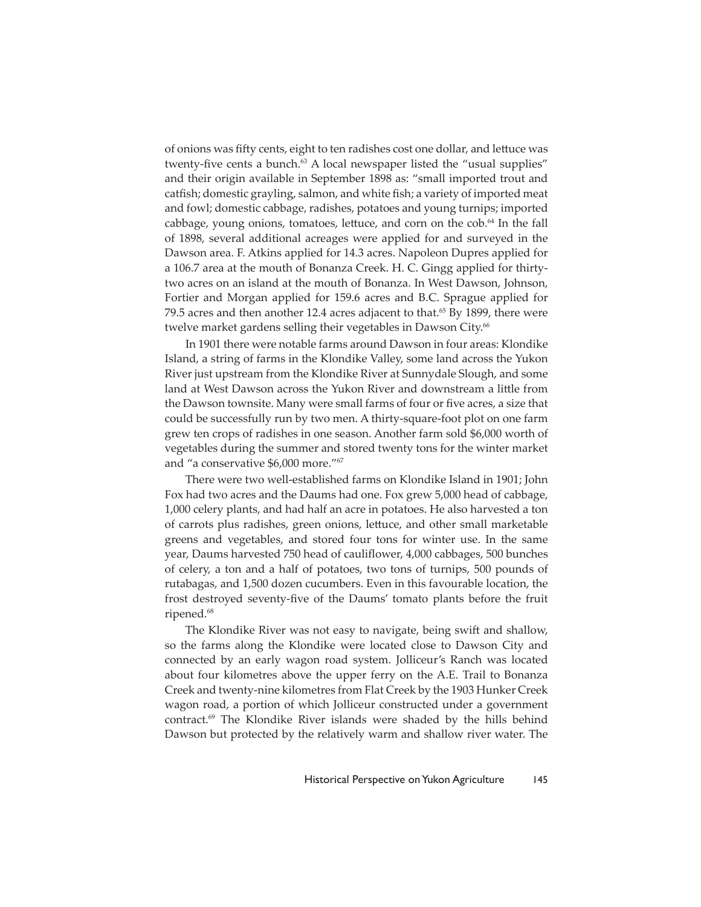of onions was fifty cents, eight to ten radishes cost one dollar, and lettuce was twenty-five cents a bunch.[63] A local newspaper listed the "usual supplies" and their origin available in September 1898 as: "small imported trout and catfish; domestic grayling, salmon, and white fish; a variety of imported meat and fowl; domestic cabbage, radishes, potatoes and young turnips; imported cabbage, young onions, tomatoes, lettuce, and corn on the cob.[64] In the fall of 1898, several additional acreages were applied for and surveyed in the Dawson area. F. Atkins applied for 14.3 acres. Napoleon Dupres applied for a 106.7 area at the mouth of Bonanza Creek. H. C. Gingg applied for thirty-two acres on an island at the mouth of Bonanza. In West Dawson, Johnson, Fortier and Morgan applied for 159.6 acres and B.C. Sprague applied for 79.5 acres and then another 12.4 acres adjacent to that.[65] By 1899, there were twelve market gardens selling their vegetables in Dawson City.[66]

In 1901 there were notable farms around Dawson in four areas: Klondike Island, a string of farms in the Klondike Valley, some land across the Yukon River just upstream from the Klondike River at Sunnydale Slough, and some land at West Dawson across the Yukon River and downstream a little from the Dawson townsite. Many were small farms of four or five acres, a size that could be successfully run by two men. A thirty-square-foot plot on one farm grew ten crops of radishes in one season. Another farm sold $6,000 worth of vegetables during the summer and stored twenty tons for the winter market and "a conservative $6,000 more."[67]

There were two well-established farms on Klondike Island in 1901; John Fox had two acres and the Daums had one. Fox grew 5,000 head of cabbage, 1,000 celery plants, and had half an acre in potatoes. He also harvested a ton of carrots plus radishes, green onions, lettuce, and other small marketable greens and vegetables, and stored four tons for winter use. In the same year, Daums harvested 750 head of cauliflower, 4,000 cabbages, 500 bunches of celery, a ton and a half of potatoes, two tons of turnips, 500 pounds of rutabagas, and 1,500 dozen cucumbers. Even in this favourable location, the frost destroyed seventy-five of the Daums' tomato plants before the fruit ripened.[68]

The Klondike River was not easy to navigate, being swift and shallow, so the farms along the Klondike were located close to Dawson City and connected by an early wagon road system. Jolliceur's Ranch was located about four kilometres above the upper ferry on the A.E. Trail to Bonanza Creek and twenty-nine kilometres from Flat Creek by the 1903 Hunker Creek wagon road, a portion of which Jolliceur constructed under a government contract.[69] The Klondike River islands were shaded by the hills behind Dawson but protected by the relatively warm and shallow river water. The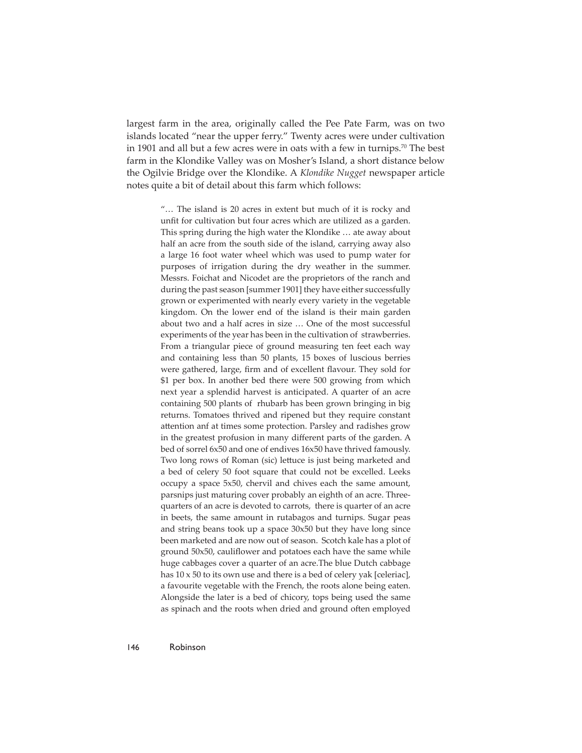largest farm in the area, originally called the Pee Pate Farm, was on two islands located "near the upper ferry." Twenty acres were under cultivation in 1901 and all but a few acres were in oats with a few in turnips.[70] The best farm in the Klondike Valley was on Mosher's Island, a short distance below the Ogilvie Bridge over the Klondike. A *Klondike Nugget* newspaper article notes quite a bit of detail about this farm which follows:

> "… The island is 20 acres in extent but much of it is rocky and unfit for cultivation but four acres which are utilized as a garden. This spring during the high water the Klondike … ate away about half an acre from the south side of the island, carrying away also a large 16 foot water wheel which was used to pump water for purposes of irrigation during the dry weather in the summer. Messrs. Foichat and Nicodet are the proprietors of the ranch and during the past season [summer 1901] they have either successfully grown or experimented with nearly every variety in the vegetable kingdom. On the lower end of the island is their main garden about two and a half acres in size … One of the most successful experiments of the year has been in the cultivation of strawberries. From a triangular piece of ground measuring ten feet each way and containing less than 50 plants, 15 boxes of luscious berries were gathered, large, firm and of excellent flavour. They sold for $1 per box. In another bed there were 500 growing from which next year a splendid harvest is anticipated. A quarter of an acre containing 500 plants of rhubarb has been grown bringing in big returns. Tomatoes thrived and ripened but they require constant attention anf at times some protection. Parsley and radishes grow in the greatest profusion in many different parts of the garden. A bed of sorrel 6x50 and one of endives 16x50 have thrived famously. Two long rows of Roman (sic) lettuce is just being marketed and a bed of celery 50 foot square that could not be excelled. Leeks occupy a space 5x50, chervil and chives each the same amount, parsnips just maturing cover probably an eighth of an acre. Three-quarters of an acre is devoted to carrots, there is quarter of an acre in beets, the same amount in rutabagos and turnips. Sugar peas and string beans took up a space 30x50 but they have long since been marketed and are now out of season. Scotch kale has a plot of ground 50x50, cauliflower and potatoes each have the same while huge cabbages cover a quarter of an acre.The blue Dutch cabbage has 10 x 50 to its own use and there is a bed of celery yak [celeriac], a favourite vegetable with the French, the roots alone being eaten. Alongside the later is a bed of chicory, tops being used the same as spinach and the roots when dried and ground often employed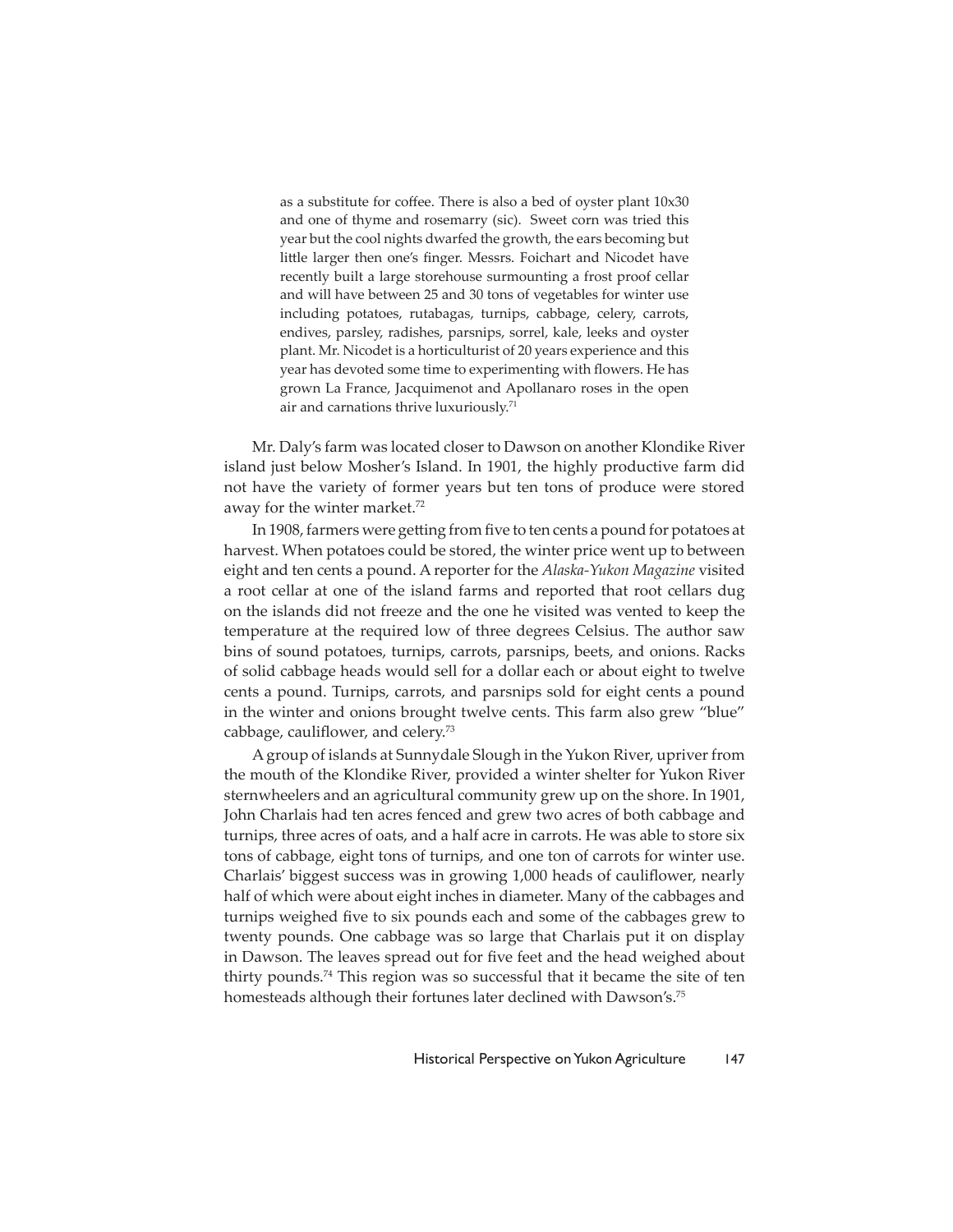> as a substitute for coffee. There is also a bed of oyster plant 10x30 and one of thyme and rosemarry (sic). Sweet corn was tried this year but the cool nights dwarfed the growth, the ears becoming but little larger then one's finger. Messrs. Foichart and Nicodet have recently built a large storehouse surmounting a frost proof cellar and will have between 25 and 30 tons of vegetables for winter use including potatoes, rutabagas, turnips, cabbage, celery, carrots, endives, parsley, radishes, parsnips, sorrel, kale, leeks and oyster plant. Mr. Nicodet is a horticulturist of 20 years experience and this year has devoted some time to experimenting with flowers. He has grown La France, Jacquimenot and Apollanaro roses in the open air and carnations thrive luxuriously.[71]

Mr. Daly's farm was located closer to Dawson on another Klondike River island just below Mosher's Island. In 1901, the highly productive farm did not have the variety of former years but ten tons of produce were stored away for the winter market.[72]

In 1908, farmers were getting from five to ten cents a pound for potatoes at harvest. When potatoes could be stored, the winter price went up to between eight and ten cents a pound. A reporter for the *Alaska-Yukon Magazine* visited a root cellar at one of the island farms and reported that root cellars dug on the islands did not freeze and the one he visited was vented to keep the temperature at the required low of three degrees Celsius. The author saw bins of sound potatoes, turnips, carrots, parsnips, beets, and onions. Racks of solid cabbage heads would sell for a dollar each or about eight to twelve cents a pound. Turnips, carrots, and parsnips sold for eight cents a pound in the winter and onions brought twelve cents. This farm also grew "blue" cabbage, cauliflower, and celery.[73]

A group of islands at Sunnydale Slough in the Yukon River, upriver from the mouth of the Klondike River, provided a winter shelter for Yukon River sternwheelers and an agricultural community grew up on the shore. In 1901, John Charlais had ten acres fenced and grew two acres of both cabbage and turnips, three acres of oats, and a half acre in carrots. He was able to store six tons of cabbage, eight tons of turnips, and one ton of carrots for winter use. Charlais' biggest success was in growing 1,000 heads of cauliflower, nearly half of which were about eight inches in diameter. Many of the cabbages and turnips weighed five to six pounds each and some of the cabbages grew to twenty pounds. One cabbage was so large that Charlais put it on display in Dawson. The leaves spread out for five feet and the head weighed about thirty pounds.[74] This region was so successful that it became the site of ten homesteads although their fortunes later declined with Dawson's.[75]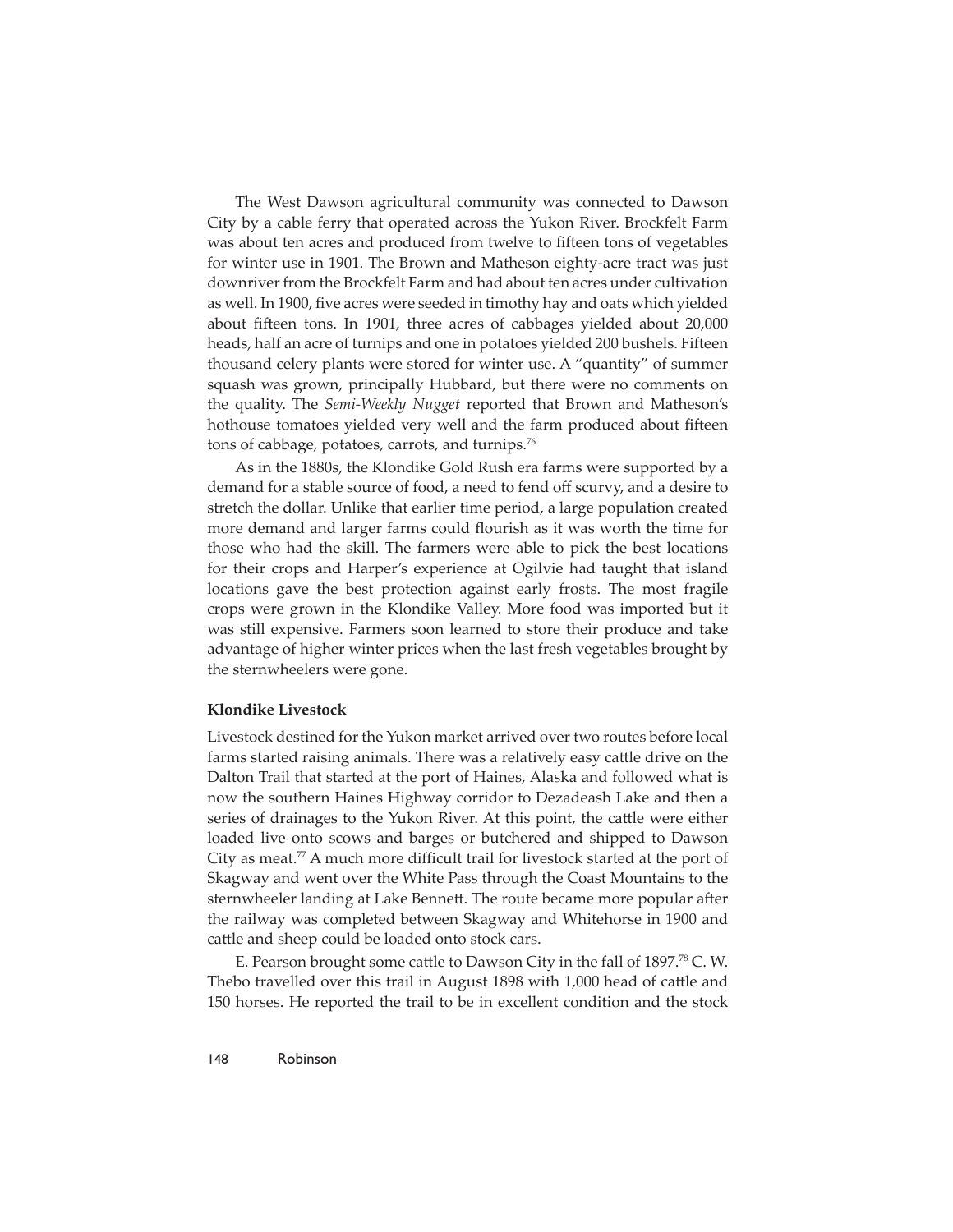The West Dawson agricultural community was connected to Dawson City by a cable ferry that operated across the Yukon River. Brockfelt Farm was about ten acres and produced from twelve to fifteen tons of vegetables for winter use in 1901. The Brown and Matheson eighty-acre tract was just downriver from the Brockfelt Farm and had about ten acres under cultivation as well. In 1900, five acres were seeded in timothy hay and oats which yielded about fifteen tons. In 1901, three acres of cabbages yielded about 20,000 heads, half an acre of turnips and one in potatoes yielded 200 bushels. Fifteen thousand celery plants were stored for winter use. A "quantity" of summer squash was grown, principally Hubbard, but there were no comments on the quality. The *Semi-Weekly Nugget* reported that Brown and Matheson's hothouse tomatoes yielded very well and the farm produced about fifteen tons of cabbage, potatoes, carrots, and turnips.[76]

As in the 1880s, the Klondike Gold Rush era farms were supported by a demand for a stable source of food, a need to fend off scurvy, and a desire to stretch the dollar. Unlike that earlier time period, a large population created more demand and larger farms could flourish as it was worth the time for those who had the skill. The farmers were able to pick the best locations for their crops and Harper's experience at Ogilvie had taught that island locations gave the best protection against early frosts. The most fragile crops were grown in the Klondike Valley. More food was imported but it was still expensive. Farmers soon learned to store their produce and take advantage of higher winter prices when the last fresh vegetables brought by the sternwheelers were gone.

### Klondike Livestock

Livestock destined for the Yukon market arrived over two routes before local farms started raising animals. There was a relatively easy cattle drive on the Dalton Trail that started at the port of Haines, Alaska and followed what is now the southern Haines Highway corridor to Dezadeash Lake and then a series of drainages to the Yukon River. At this point, the cattle were either loaded live onto scows and barges or butchered and shipped to Dawson City as meat.[77] A much more difficult trail for livestock started at the port of Skagway and went over the White Pass through the Coast Mountains to the sternwheeler landing at Lake Bennett. The route became more popular after the railway was completed between Skagway and Whitehorse in 1900 and cattle and sheep could be loaded onto stock cars.

E. Pearson brought some cattle to Dawson City in the fall of 1897.[78] C. W. Thebo travelled over this trail in August 1898 with 1,000 head of cattle and 150 horses. He reported the trail to be in excellent condition and the stock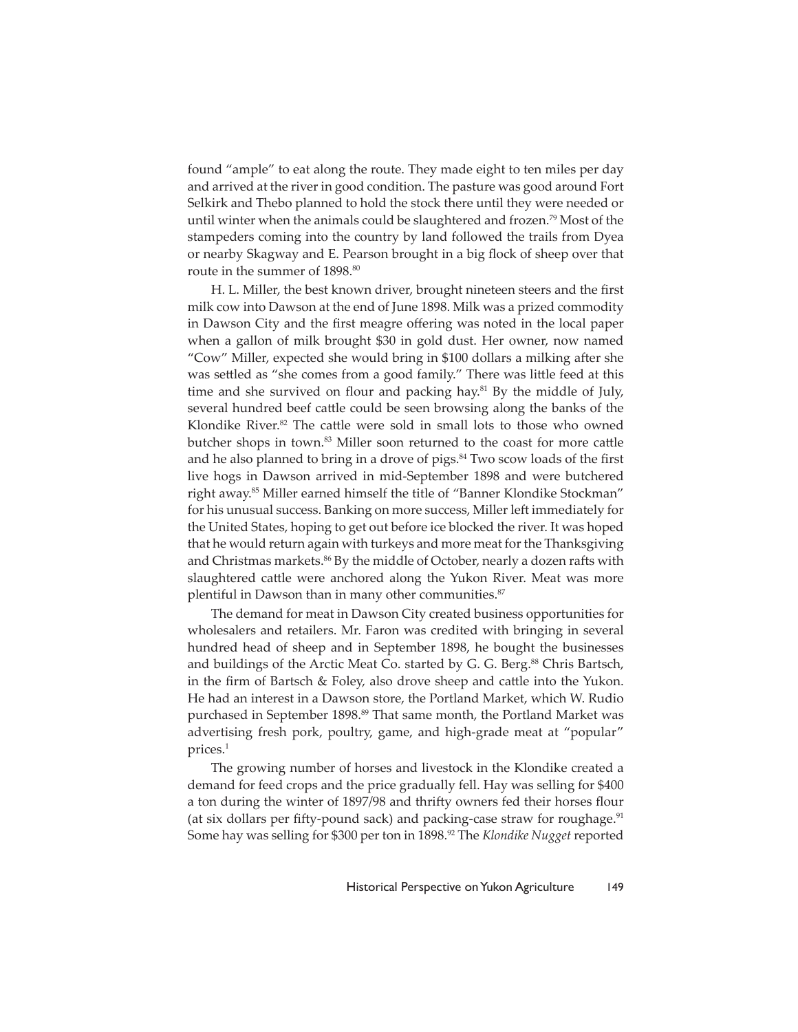found "ample" to eat along the route. They made eight to ten miles per day and arrived at the river in good condition. The pasture was good around Fort Selkirk and Thebo planned to hold the stock there until they were needed or until winter when the animals could be slaughtered and frozen.[79] Most of the stampeders coming into the country by land followed the trails from Dyea or nearby Skagway and E. Pearson brought in a big flock of sheep over that route in the summer of 1898.[80]

H. L. Miller, the best known driver, brought nineteen steers and the first milk cow into Dawson at the end of June 1898. Milk was a prized commodity in Dawson City and the first meagre offering was noted in the local paper when a gallon of milk brought $30 in gold dust. Her owner, now named "Cow" Miller, expected she would bring in $100 dollars a milking after she was settled as "she comes from a good family." There was little feed at this time and she survived on flour and packing hay.[81] By the middle of July, several hundred beef cattle could be seen browsing along the banks of the Klondike River.[82] The cattle were sold in small lots to those who owned butcher shops in town.[83] Miller soon returned to the coast for more cattle and he also planned to bring in a drove of pigs.[84] Two scow loads of the first live hogs in Dawson arrived in mid-September 1898 and were butchered right away.[85] Miller earned himself the title of "Banner Klondike Stockman" for his unusual success. Banking on more success, Miller left immediately for the United States, hoping to get out before ice blocked the river. It was hoped that he would return again with turkeys and more meat for the Thanksgiving and Christmas markets.[86] By the middle of October, nearly a dozen rafts with slaughtered cattle were anchored along the Yukon River. Meat was more plentiful in Dawson than in many other communities.[87]

The demand for meat in Dawson City created business opportunities for wholesalers and retailers. Mr. Faron was credited with bringing in several hundred head of sheep and in September 1898, he bought the businesses and buildings of the Arctic Meat Co. started by G. G. Berg.[88] Chris Bartsch, in the firm of Bartsch & Foley, also drove sheep and cattle into the Yukon. He had an interest in a Dawson store, the Portland Market, which W. Rudio purchased in September 1898.[89] That same month, the Portland Market was advertising fresh pork, poultry, game, and high-grade meat at "popular" prices.[1]

The growing number of horses and livestock in the Klondike created a demand for feed crops and the price gradually fell. Hay was selling for $400 a ton during the winter of 1897/98 and thrifty owners fed their horses flour (at six dollars per fifty-pound sack) and packing-case straw for roughage.[91] Some hay was selling for $300 per ton in 1898.[92] The *Klondike Nugget* reported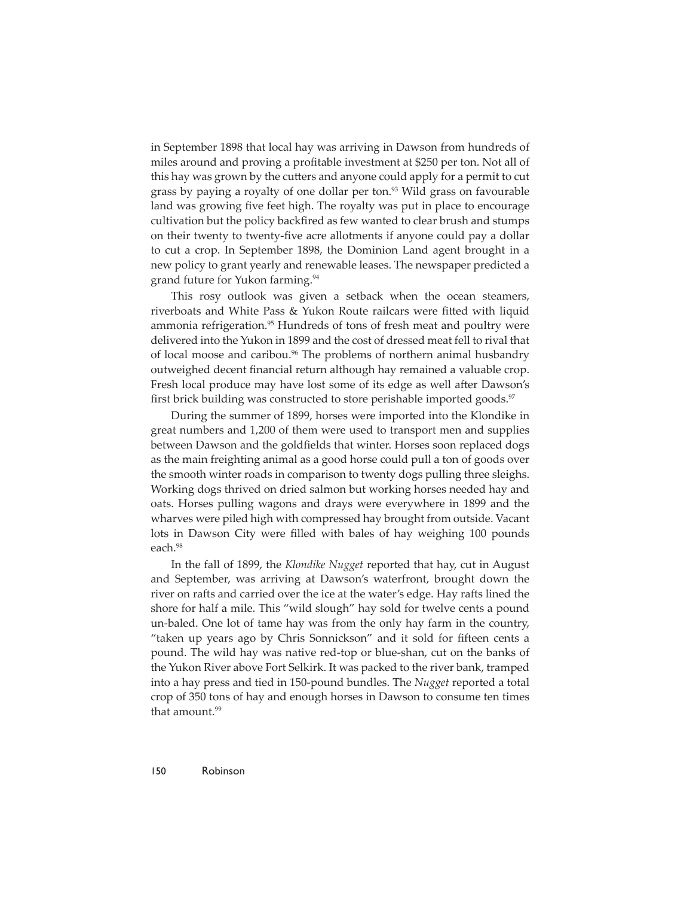in September 1898 that local hay was arriving in Dawson from hundreds of miles around and proving a profitable investment at $250 per ton. Not all of this hay was grown by the cutters and anyone could apply for a permit to cut grass by paying a royalty of one dollar per ton.[93] Wild grass on favourable land was growing five feet high. The royalty was put in place to encourage cultivation but the policy backfired as few wanted to clear brush and stumps on their twenty to twenty-five acre allotments if anyone could pay a dollar to cut a crop. In September 1898, the Dominion Land agent brought in a new policy to grant yearly and renewable leases. The newspaper predicted a grand future for Yukon farming.[94]

This rosy outlook was given a setback when the ocean steamers, riverboats and White Pass & Yukon Route railcars were fitted with liquid ammonia refrigeration.[95] Hundreds of tons of fresh meat and poultry were delivered into the Yukon in 1899 and the cost of dressed meat fell to rival that of local moose and caribou.[96] The problems of northern animal husbandry outweighed decent financial return although hay remained a valuable crop. Fresh local produce may have lost some of its edge as well after Dawson's first brick building was constructed to store perishable imported goods.[97]

During the summer of 1899, horses were imported into the Klondike in great numbers and 1,200 of them were used to transport men and supplies between Dawson and the goldfields that winter. Horses soon replaced dogs as the main freighting animal as a good horse could pull a ton of goods over the smooth winter roads in comparison to twenty dogs pulling three sleighs. Working dogs thrived on dried salmon but working horses needed hay and oats. Horses pulling wagons and drays were everywhere in 1899 and the wharves were piled high with compressed hay brought from outside. Vacant lots in Dawson City were filled with bales of hay weighing 100 pounds each.[98]

In the fall of 1899, the *Klondike Nugget* reported that hay, cut in August and September, was arriving at Dawson's waterfront, brought down the river on rafts and carried over the ice at the water's edge. Hay rafts lined the shore for half a mile. This "wild slough" hay sold for twelve cents a pound un-baled. One lot of tame hay was from the only hay farm in the country, "taken up years ago by Chris Sonnickson" and it sold for fifteen cents a pound. The wild hay was native red-top or blue-shan, cut on the banks of the Yukon River above Fort Selkirk. It was packed to the river bank, tramped into a hay press and tied in 150-pound bundles. The *Nugget* reported a total crop of 350 tons of hay and enough horses in Dawson to consume ten times that amount.[99]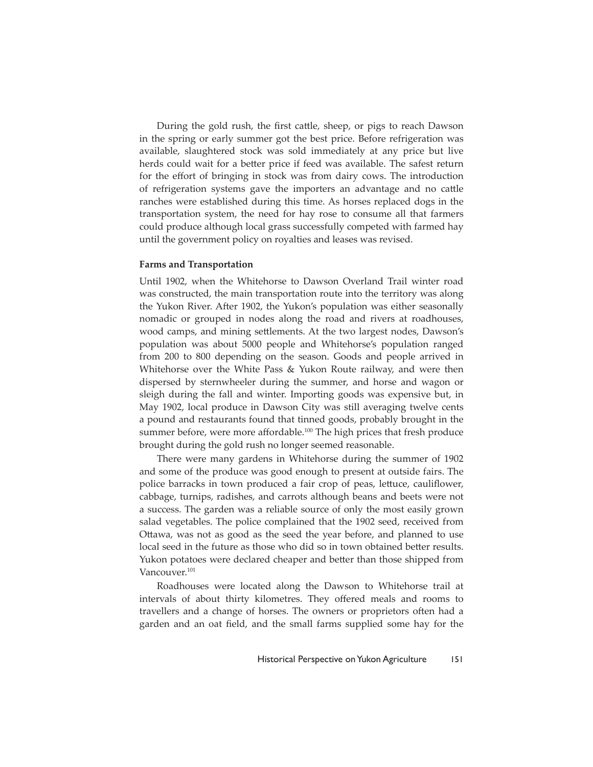During the gold rush, the first cattle, sheep, or pigs to reach Dawson in the spring or early summer got the best price. Before refrigeration was available, slaughtered stock was sold immediately at any price but live herds could wait for a better price if feed was available. The safest return for the effort of bringing in stock was from dairy cows. The introduction of refrigeration systems gave the importers an advantage and no cattle ranches were established during this time. As horses replaced dogs in the transportation system, the need for hay rose to consume all that farmers could produce although local grass successfully competed with farmed hay until the government policy on royalties and leases was revised.

**Farms and Transportation**

Until 1902, when the Whitehorse to Dawson Overland Trail winter road was constructed, the main transportation route into the territory was along the Yukon River. After 1902, the Yukon's population was either seasonally nomadic or grouped in nodes along the road and rivers at roadhouses, wood camps, and mining settlements. At the two largest nodes, Dawson's population was about 5000 people and Whitehorse's population ranged from 200 to 800 depending on the season. Goods and people arrived in Whitehorse over the White Pass & Yukon Route railway, and were then dispersed by sternwheeler during the summer, and horse and wagon or sleigh during the fall and winter. Importing goods was expensive but, in May 1902, local produce in Dawson City was still averaging twelve cents a pound and restaurants found that tinned goods, probably brought in the summer before, were more affordable.[100] The high prices that fresh produce brought during the gold rush no longer seemed reasonable.

There were many gardens in Whitehorse during the summer of 1902 and some of the produce was good enough to present at outside fairs. The police barracks in town produced a fair crop of peas, lettuce, cauliflower, cabbage, turnips, radishes, and carrots although beans and beets were not a success. The garden was a reliable source of only the most easily grown salad vegetables. The police complained that the 1902 seed, received from Ottawa, was not as good as the seed the year before, and planned to use local seed in the future as those who did so in town obtained better results. Yukon potatoes were declared cheaper and better than those shipped from Vancouver.[101]

Roadhouses were located along the Dawson to Whitehorse trail at intervals of about thirty kilometres. They offered meals and rooms to travellers and a change of horses. The owners or proprietors often had a garden and an oat field, and the small farms supplied some hay for the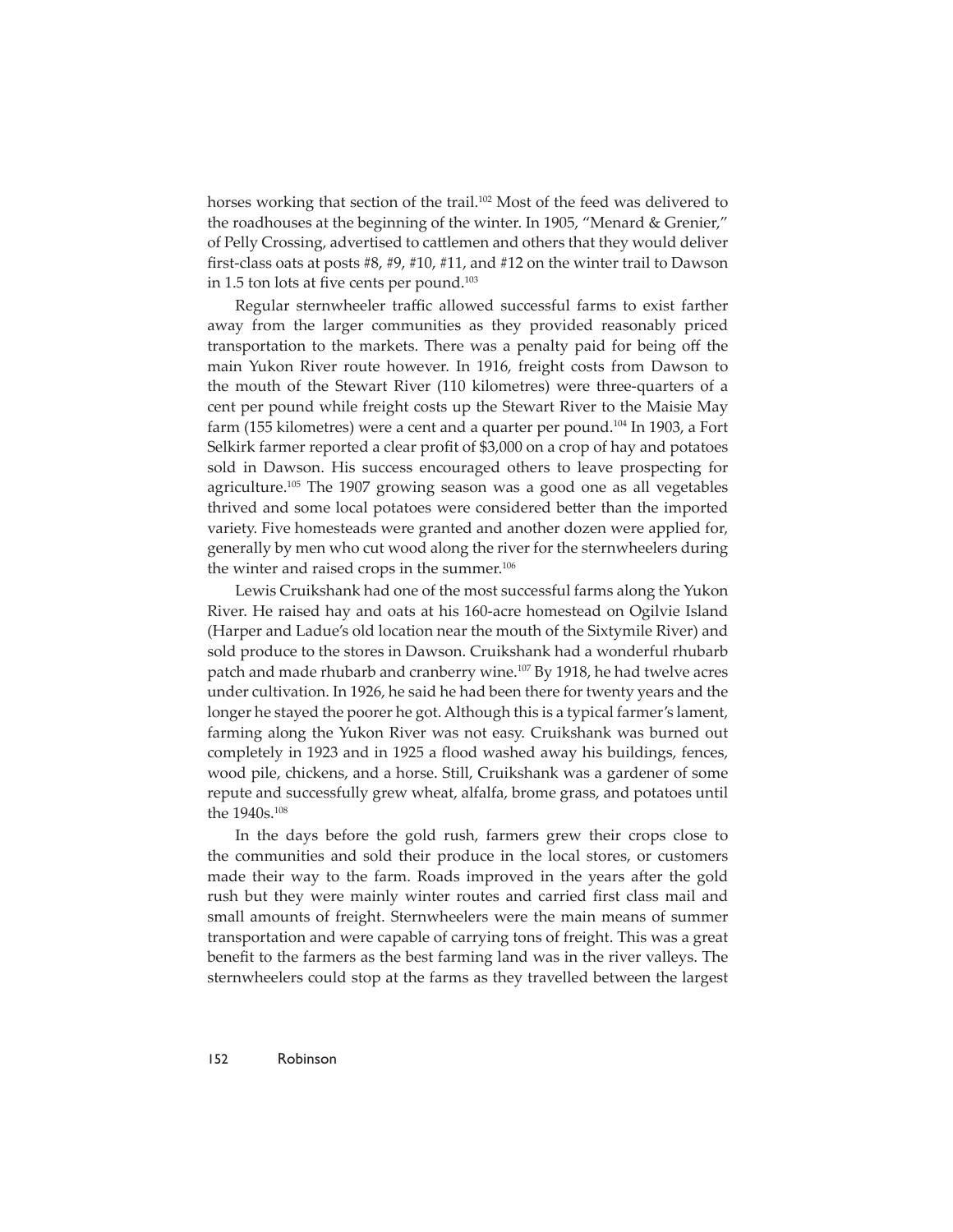horses working that section of the trail.[102] Most of the feed was delivered to the roadhouses at the beginning of the winter. In 1905, "Menard & Grenier," of Pelly Crossing, advertised to cattlemen and others that they would deliver first-class oats at posts #8, #9, #10, #11, and #12 on the winter trail to Dawson in 1.5 ton lots at five cents per pound.[103]

Regular sternwheeler traffic allowed successful farms to exist farther away from the larger communities as they provided reasonably priced transportation to the markets. There was a penalty paid for being off the main Yukon River route however. In 1916, freight costs from Dawson to the mouth of the Stewart River (110 kilometres) were three-quarters of a cent per pound while freight costs up the Stewart River to the Maisie May farm (155 kilometres) were a cent and a quarter per pound.[104] In 1903, a Fort Selkirk farmer reported a clear profit of $3,000 on a crop of hay and potatoes sold in Dawson. His success encouraged others to leave prospecting for agriculture.[105] The 1907 growing season was a good one as all vegetables thrived and some local potatoes were considered better than the imported variety. Five homesteads were granted and another dozen were applied for, generally by men who cut wood along the river for the sternwheelers during the winter and raised crops in the summer.[106]

Lewis Cruikshank had one of the most successful farms along the Yukon River. He raised hay and oats at his 160-acre homestead on Ogilvie Island (Harper and Ladue's old location near the mouth of the Sixtymile River) and sold produce to the stores in Dawson. Cruikshank had a wonderful rhubarb patch and made rhubarb and cranberry wine.[107] By 1918, he had twelve acres under cultivation. In 1926, he said he had been there for twenty years and the longer he stayed the poorer he got. Although this is a typical farmer's lament, farming along the Yukon River was not easy. Cruikshank was burned out completely in 1923 and in 1925 a flood washed away his buildings, fences, wood pile, chickens, and a horse. Still, Cruikshank was a gardener of some repute and successfully grew wheat, alfalfa, brome grass, and potatoes until the 1940s.[108]

In the days before the gold rush, farmers grew their crops close to the communities and sold their produce in the local stores, or customers made their way to the farm. Roads improved in the years after the gold rush but they were mainly winter routes and carried first class mail and small amounts of freight. Sternwheelers were the main means of summer transportation and were capable of carrying tons of freight. This was a great benefit to the farmers as the best farming land was in the river valleys. The sternwheelers could stop at the farms as they travelled between the largest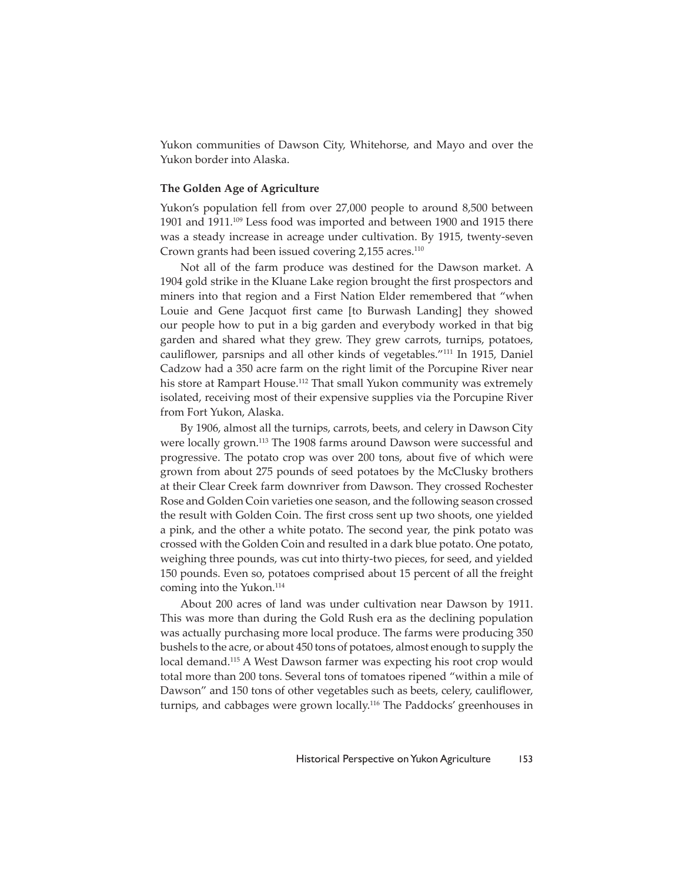Yukon communities of Dawson City, Whitehorse, and Mayo and over the Yukon border into Alaska.

### The Golden Age of Agriculture

Yukon's population fell from over 27,000 people to around 8,500 between 1901 and 1911.[109] Less food was imported and between 1900 and 1915 there was a steady increase in acreage under cultivation. By 1915, twenty-seven Crown grants had been issued covering 2,155 acres.[110]

Not all of the farm produce was destined for the Dawson market. A 1904 gold strike in the Kluane Lake region brought the first prospectors and miners into that region and a First Nation Elder remembered that "when Louie and Gene Jacquot first came [to Burwash Landing] they showed our people how to put in a big garden and everybody worked in that big garden and shared what they grew. They grew carrots, turnips, potatoes, cauliflower, parsnips and all other kinds of vegetables."[111] In 1915, Daniel Cadzow had a 350 acre farm on the right limit of the Porcupine River near his store at Rampart House.[112] That small Yukon community was extremely isolated, receiving most of their expensive supplies via the Porcupine River from Fort Yukon, Alaska.

By 1906, almost all the turnips, carrots, beets, and celery in Dawson City were locally grown.[113] The 1908 farms around Dawson were successful and progressive. The potato crop was over 200 tons, about five of which were grown from about 275 pounds of seed potatoes by the McClusky brothers at their Clear Creek farm downriver from Dawson. They crossed Rochester Rose and Golden Coin varieties one season, and the following season crossed the result with Golden Coin. The first cross sent up two shoots, one yielded a pink, and the other a white potato. The second year, the pink potato was crossed with the Golden Coin and resulted in a dark blue potato. One potato, weighing three pounds, was cut into thirty-two pieces, for seed, and yielded 150 pounds. Even so, potatoes comprised about 15 percent of all the freight coming into the Yukon.[114]

About 200 acres of land was under cultivation near Dawson by 1911. This was more than during the Gold Rush era as the declining population was actually purchasing more local produce. The farms were producing 350 bushels to the acre, or about 450 tons of potatoes, almost enough to supply the local demand.[115] A West Dawson farmer was expecting his root crop would total more than 200 tons. Several tons of tomatoes ripened "within a mile of Dawson" and 150 tons of other vegetables such as beets, celery, cauliflower, turnips, and cabbages were grown locally.[116] The Paddocks' greenhouses in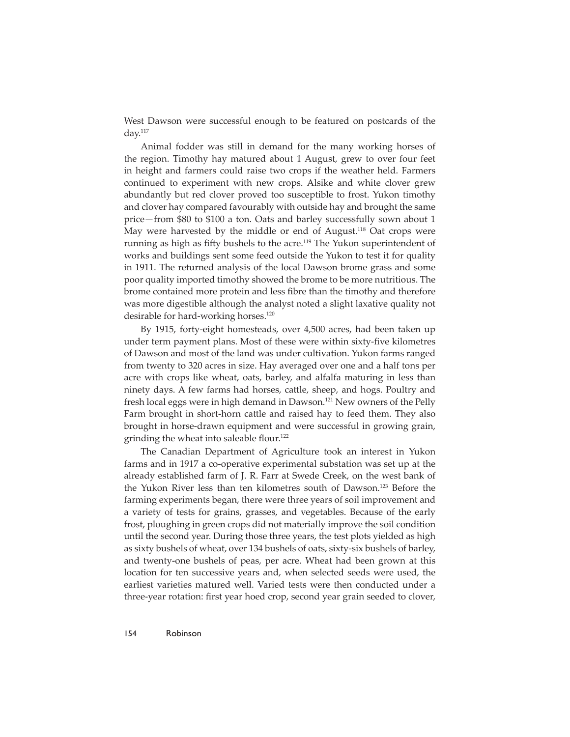West Dawson were successful enough to be featured on postcards of the day.[117]

Animal fodder was still in demand for the many working horses of the region. Timothy hay matured about 1 August, grew to over four feet in height and farmers could raise two crops if the weather held. Farmers continued to experiment with new crops. Alsike and white clover grew abundantly but red clover proved too susceptible to frost. Yukon timothy and clover hay compared favourably with outside hay and brought the same price—from \$80 to \$100 a ton. Oats and barley successfully sown about 1 May were harvested by the middle or end of August.[118] Oat crops were running as high as fifty bushels to the acre.[119] The Yukon superintendent of works and buildings sent some feed outside the Yukon to test it for quality in 1911. The returned analysis of the local Dawson brome grass and some poor quality imported timothy showed the brome to be more nutritious. The brome contained more protein and less fibre than the timothy and therefore was more digestible although the analyst noted a slight laxative quality not desirable for hard-working horses.[120]

By 1915, forty-eight homesteads, over 4,500 acres, had been taken up under term payment plans. Most of these were within sixty-five kilometres of Dawson and most of the land was under cultivation. Yukon farms ranged from twenty to 320 acres in size. Hay averaged over one and a half tons per acre with crops like wheat, oats, barley, and alfalfa maturing in less than ninety days. A few farms had horses, cattle, sheep, and hogs. Poultry and fresh local eggs were in high demand in Dawson.[121] New owners of the Pelly Farm brought in short-horn cattle and raised hay to feed them. They also brought in horse-drawn equipment and were successful in growing grain, grinding the wheat into saleable flour.[122]

The Canadian Department of Agriculture took an interest in Yukon farms and in 1917 a co-operative experimental substation was set up at the already established farm of J. R. Farr at Swede Creek, on the west bank of the Yukon River less than ten kilometres south of Dawson.[123] Before the farming experiments began, there were three years of soil improvement and a variety of tests for grains, grasses, and vegetables. Because of the early frost, ploughing in green crops did not materially improve the soil condition until the second year. During those three years, the test plots yielded as high as sixty bushels of wheat, over 134 bushels of oats, sixty-six bushels of barley, and twenty-one bushels of peas, per acre. Wheat had been grown at this location for ten successive years and, when selected seeds were used, the earliest varieties matured well. Varied tests were then conducted under a three-year rotation: first year hoed crop, second year grain seeded to clover,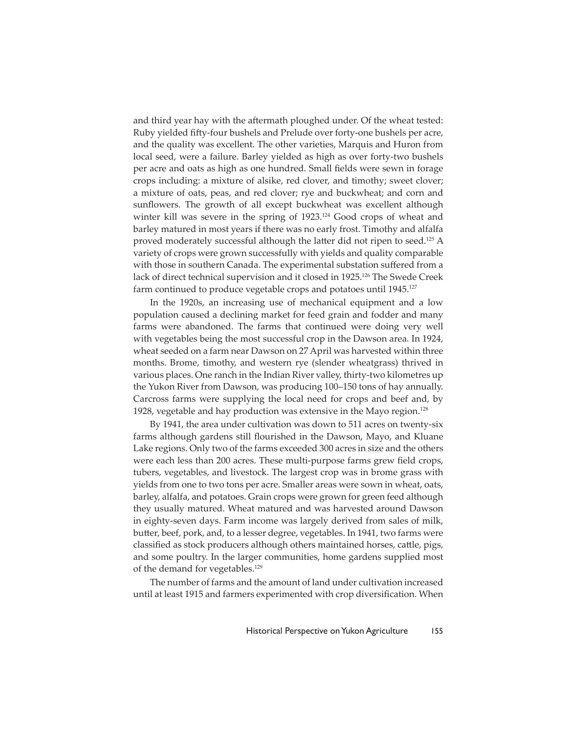and third year hay with the aftermath ploughed under. Of the wheat tested: Ruby yielded fifty-four bushels and Prelude over forty-one bushels per acre, and the quality was excellent. The other varieties, Marquis and Huron from local seed, were a failure. Barley yielded as high as over forty-two bushels per acre and oats as high as one hundred. Small fields were sewn in forage crops including: a mixture of alsike, red clover, and timothy; sweet clover; a mixture of oats, peas, and red clover; rye and buckwheat; and corn and sunflowers. The growth of all except buckwheat was excellent although winter kill was severe in the spring of 1923.[124] Good crops of wheat and barley matured in most years if there was no early frost. Timothy and alfalfa proved moderately successful although the latter did not ripen to seed.[125] A variety of crops were grown successfully with yields and quality comparable with those in southern Canada. The experimental substation suffered from a lack of direct technical supervision and it closed in 1925.[126] The Swede Creek farm continued to produce vegetable crops and potatoes until 1945.[127]

In the 1920s, an increasing use of mechanical equipment and a low population caused a declining market for feed grain and fodder and many farms were abandoned. The farms that continued were doing very well with vegetables being the most successful crop in the Dawson area. In 1924, wheat seeded on a farm near Dawson on 27 April was harvested within three months. Brome, timothy, and western rye (slender wheatgrass) thrived in various places. One ranch in the Indian River valley, thirty-two kilometres up the Yukon River from Dawson, was producing 100–150 tons of hay annually. Carcross farms were supplying the local need for crops and beef and, by 1928, vegetable and hay production was extensive in the Mayo region.[128]

By 1941, the area under cultivation was down to 511 acres on twenty-six farms although gardens still flourished in the Dawson, Mayo, and Kluane Lake regions. Only two of the farms exceeded 300 acres in size and the others were each less than 200 acres. These multi-purpose farms grew field crops, tubers, vegetables, and livestock. The largest crop was in brome grass with yields from one to two tons per acre. Smaller areas were sown in wheat, oats, barley, alfalfa, and potatoes. Grain crops were grown for green feed although they usually matured. Wheat matured and was harvested around Dawson in eighty-seven days. Farm income was largely derived from sales of milk, butter, beef, pork, and, to a lesser degree, vegetables. In 1941, two farms were classified as stock producers although others maintained horses, cattle, pigs, and some poultry. In the larger communities, home gardens supplied most of the demand for vegetables.[129]

The number of farms and the amount of land under cultivation increased until at least 1915 and farmers experimented with crop diversification. When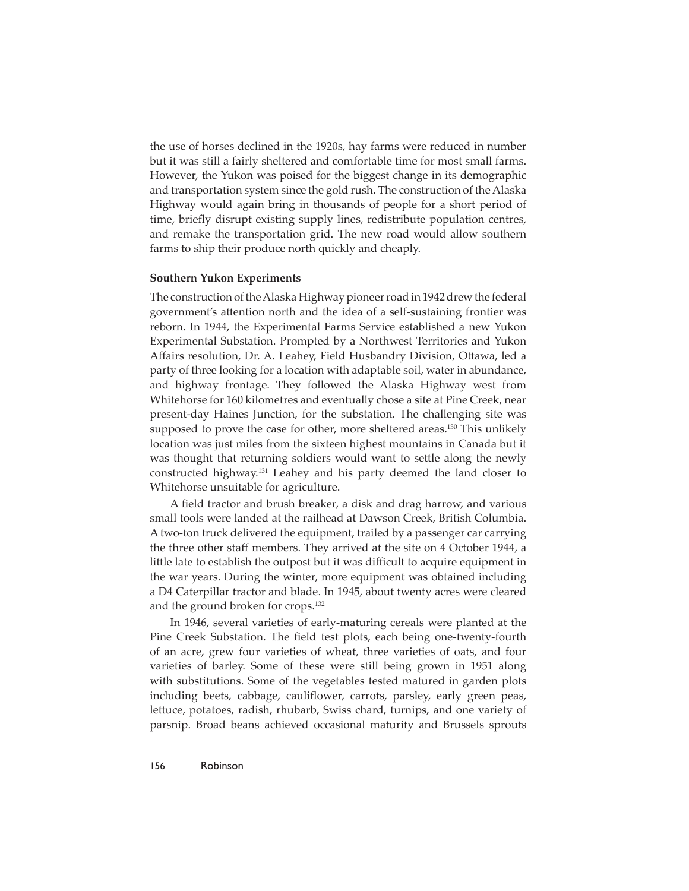the use of horses declined in the 1920s, hay farms were reduced in number but it was still a fairly sheltered and comfortable time for most small farms. However, the Yukon was poised for the biggest change in its demographic and transportation system since the gold rush. The construction of the Alaska Highway would again bring in thousands of people for a short period of time, briefly disrupt existing supply lines, redistribute population centres, and remake the transportation grid. The new road would allow southern farms to ship their produce north quickly and cheaply.

**Southern Yukon Experiments**

The construction of the Alaska Highway pioneer road in 1942 drew the federal government's attention north and the idea of a self-sustaining frontier was reborn. In 1944, the Experimental Farms Service established a new Yukon Experimental Substation. Prompted by a Northwest Territories and Yukon Affairs resolution, Dr. A. Leahey, Field Husbandry Division, Ottawa, led a party of three looking for a location with adaptable soil, water in abundance, and highway frontage. They followed the Alaska Highway west from Whitehorse for 160 kilometres and eventually chose a site at Pine Creek, near present-day Haines Junction, for the substation. The challenging site was supposed to prove the case for other, more sheltered areas.[130] This unlikely location was just miles from the sixteen highest mountains in Canada but it was thought that returning soldiers would want to settle along the newly constructed highway.[131] Leahey and his party deemed the land closer to Whitehorse unsuitable for agriculture.

A field tractor and brush breaker, a disk and drag harrow, and various small tools were landed at the railhead at Dawson Creek, British Columbia. A two-ton truck delivered the equipment, trailed by a passenger car carrying the three other staff members. They arrived at the site on 4 October 1944, a little late to establish the outpost but it was difficult to acquire equipment in the war years. During the winter, more equipment was obtained including a D4 Caterpillar tractor and blade. In 1945, about twenty acres were cleared and the ground broken for crops.[132]

In 1946, several varieties of early-maturing cereals were planted at the Pine Creek Substation. The field test plots, each being one-twenty-fourth of an acre, grew four varieties of wheat, three varieties of oats, and four varieties of barley. Some of these were still being grown in 1951 along with substitutions. Some of the vegetables tested matured in garden plots including beets, cabbage, cauliflower, carrots, parsley, early green peas, lettuce, potatoes, radish, rhubarb, Swiss chard, turnips, and one variety of parsnip. Broad beans achieved occasional maturity and Brussels sprouts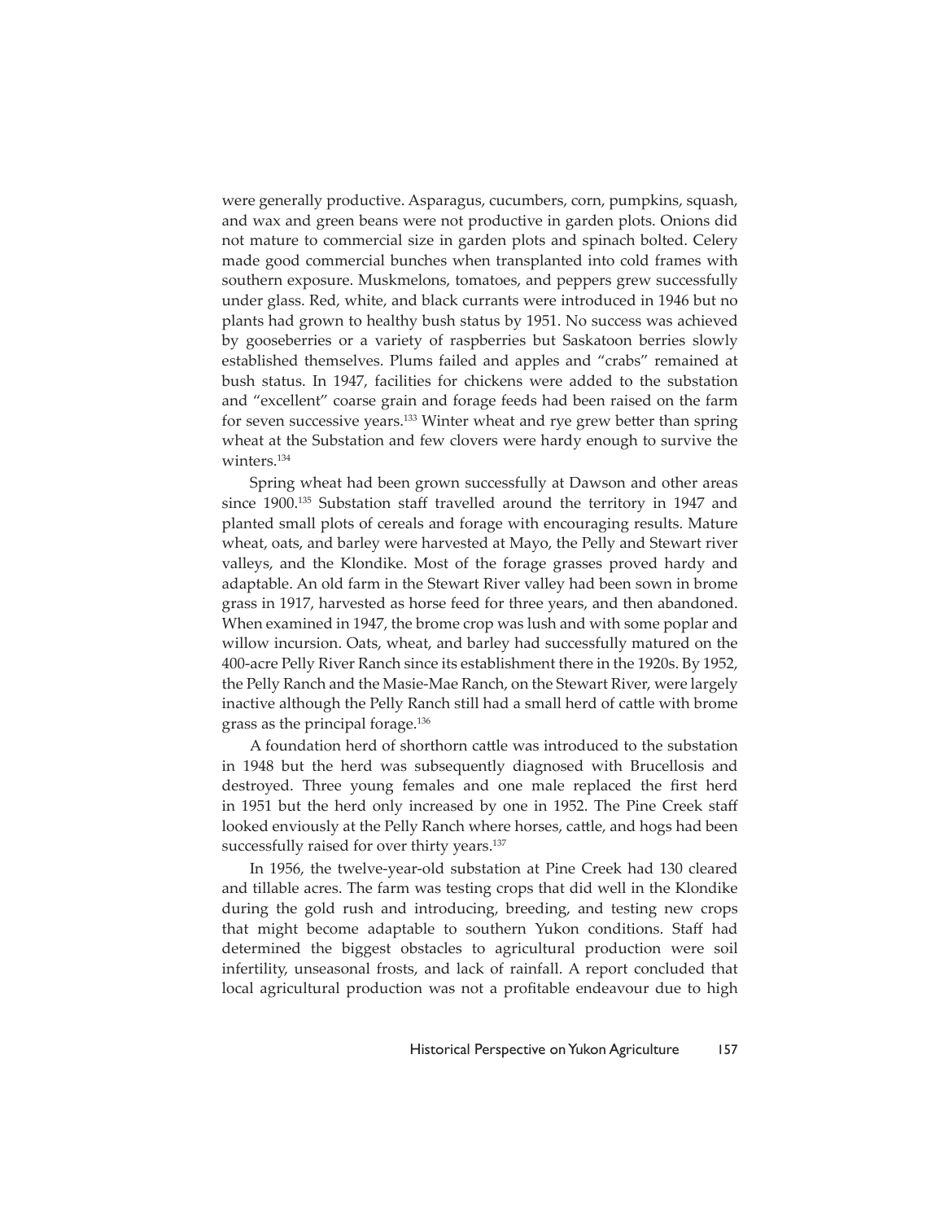were generally productive. Asparagus, cucumbers, corn, pumpkins, squash, and wax and green beans were not productive in garden plots. Onions did not mature to commercial size in garden plots and spinach bolted. Celery made good commercial bunches when transplanted into cold frames with southern exposure. Muskmelons, tomatoes, and peppers grew successfully under glass. Red, white, and black currants were introduced in 1946 but no plants had grown to healthy bush status by 1951. No success was achieved by gooseberries or a variety of raspberries but Saskatoon berries slowly established themselves. Plums failed and apples and "crabs" remained at bush status. In 1947, facilities for chickens were added to the substation and "excellent" coarse grain and forage feeds had been raised on the farm for seven successive years.[133] Winter wheat and rye grew better than spring wheat at the Substation and few clovers were hardy enough to survive the winters.[134]

Spring wheat had been grown successfully at Dawson and other areas since 1900.[135] Substation staff travelled around the territory in 1947 and planted small plots of cereals and forage with encouraging results. Mature wheat, oats, and barley were harvested at Mayo, the Pelly and Stewart river valleys, and the Klondike. Most of the forage grasses proved hardy and adaptable. An old farm in the Stewart River valley had been sown in brome grass in 1917, harvested as horse feed for three years, and then abandoned. When examined in 1947, the brome crop was lush and with some poplar and willow incursion. Oats, wheat, and barley had successfully matured on the 400-acre Pelly River Ranch since its establishment there in the 1920s. By 1952, the Pelly Ranch and the Masie-Mae Ranch, on the Stewart River, were largely inactive although the Pelly Ranch still had a small herd of cattle with brome grass as the principal forage.[136]

A foundation herd of shorthorn cattle was introduced to the substation in 1948 but the herd was subsequently diagnosed with Brucellosis and destroyed. Three young females and one male replaced the first herd in 1951 but the herd only increased by one in 1952. The Pine Creek staff looked enviously at the Pelly Ranch where horses, cattle, and hogs had been successfully raised for over thirty years.[137]

In 1956, the twelve-year-old substation at Pine Creek had 130 cleared and tillable acres. The farm was testing crops that did well in the Klondike during the gold rush and introducing, breeding, and testing new crops that might become adaptable to southern Yukon conditions. Staff had determined the biggest obstacles to agricultural production were soil infertility, unseasonal frosts, and lack of rainfall. A report concluded that local agricultural production was not a profitable endeavour due to high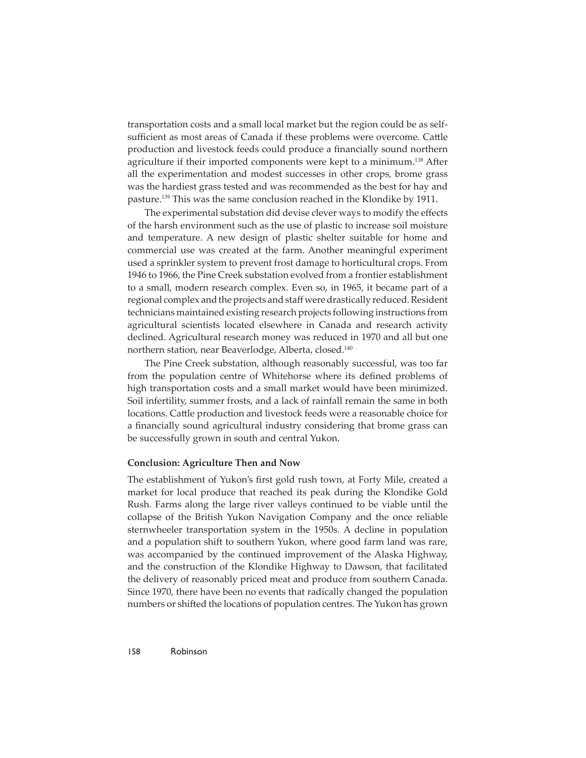transportation costs and a small local market but the region could be as self-sufficient as most areas of Canada if these problems were overcome. Cattle production and livestock feeds could produce a financially sound northern agriculture if their imported components were kept to a minimum.[138] After all the experimentation and modest successes in other crops, brome grass was the hardiest grass tested and was recommended as the best for hay and pasture.[139] This was the same conclusion reached in the Klondike by 1911.

The experimental substation did devise clever ways to modify the effects of the harsh environment such as the use of plastic to increase soil moisture and temperature. A new design of plastic shelter suitable for home and commercial use was created at the farm. Another meaningful experiment used a sprinkler system to prevent frost damage to horticultural crops. From 1946 to 1966, the Pine Creek substation evolved from a frontier establishment to a small, modern research complex. Even so, in 1965, it became part of a regional complex and the projects and staff were drastically reduced. Resident technicians maintained existing research projects following instructions from agricultural scientists located elsewhere in Canada and research activity declined. Agricultural research money was reduced in 1970 and all but one northern station, near Beaverlodge, Alberta, closed.[140]

The Pine Creek substation, although reasonably successful, was too far from the population centre of Whitehorse where its defined problems of high transportation costs and a small market would have been minimized. Soil infertility, summer frosts, and a lack of rainfall remain the same in both locations. Cattle production and livestock feeds were a reasonable choice for a financially sound agricultural industry considering that brome grass can be successfully grown in south and central Yukon.

### Conclusion: Agriculture Then and Now

The establishment of Yukon's first gold rush town, at Forty Mile, created a market for local produce that reached its peak during the Klondike Gold Rush. Farms along the large river valleys continued to be viable until the collapse of the British Yukon Navigation Company and the once reliable sternwheeler transportation system in the 1950s. A decline in population and a population shift to southern Yukon, where good farm land was rare, was accompanied by the continued improvement of the Alaska Highway, and the construction of the Klondike Highway to Dawson, that facilitated the delivery of reasonably priced meat and produce from southern Canada. Since 1970, there have been no events that radically changed the population numbers or shifted the locations of population centres. The Yukon has grown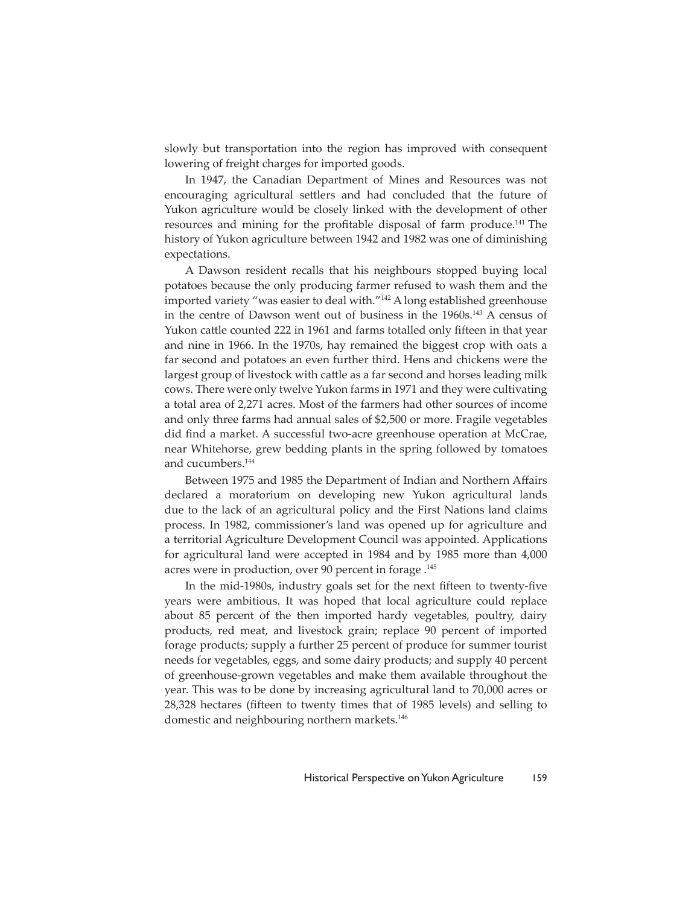slowly but transportation into the region has improved with consequent lowering of freight charges for imported goods.

In 1947, the Canadian Department of Mines and Resources was not encouraging agricultural settlers and had concluded that the future of Yukon agriculture would be closely linked with the development of other resources and mining for the profitable disposal of farm produce.[141] The history of Yukon agriculture between 1942 and 1982 was one of diminishing expectations.

A Dawson resident recalls that his neighbours stopped buying local potatoes because the only producing farmer refused to wash them and the imported variety "was easier to deal with."[142] A long established greenhouse in the centre of Dawson went out of business in the 1960s.[143] A census of Yukon cattle counted 222 in 1961 and farms totalled only fifteen in that year and nine in 1966. In the 1970s, hay remained the biggest crop with oats a far second and potatoes an even further third. Hens and chickens were the largest group of livestock with cattle as a far second and horses leading milk cows. There were only twelve Yukon farms in 1971 and they were cultivating a total area of 2,271 acres. Most of the farmers had other sources of income and only three farms had annual sales of $2,500 or more. Fragile vegetables did find a market. A successful two-acre greenhouse operation at McCrae, near Whitehorse, grew bedding plants in the spring followed by tomatoes and cucumbers.[144]

Between 1975 and 1985 the Department of Indian and Northern Affairs declared a moratorium on developing new Yukon agricultural lands due to the lack of an agricultural policy and the First Nations land claims process. In 1982, commissioner's land was opened up for agriculture and a territorial Agriculture Development Council was appointed. Applications for agricultural land were accepted in 1984 and by 1985 more than 4,000 acres were in production, over 90 percent in forage .[145]

In the mid-1980s, industry goals set for the next fifteen to twenty-five years were ambitious. It was hoped that local agriculture could replace about 85 percent of the then imported hardy vegetables, poultry, dairy products, red meat, and livestock grain; replace 90 percent of imported forage products; supply a further 25 percent of produce for summer tourist needs for vegetables, eggs, and some dairy products; and supply 40 percent of greenhouse-grown vegetables and make them available throughout the year. This was to be done by increasing agricultural land to 70,000 acres or 28,328 hectares (fifteen to twenty times that of 1985 levels) and selling to domestic and neighbouring northern markets.[146]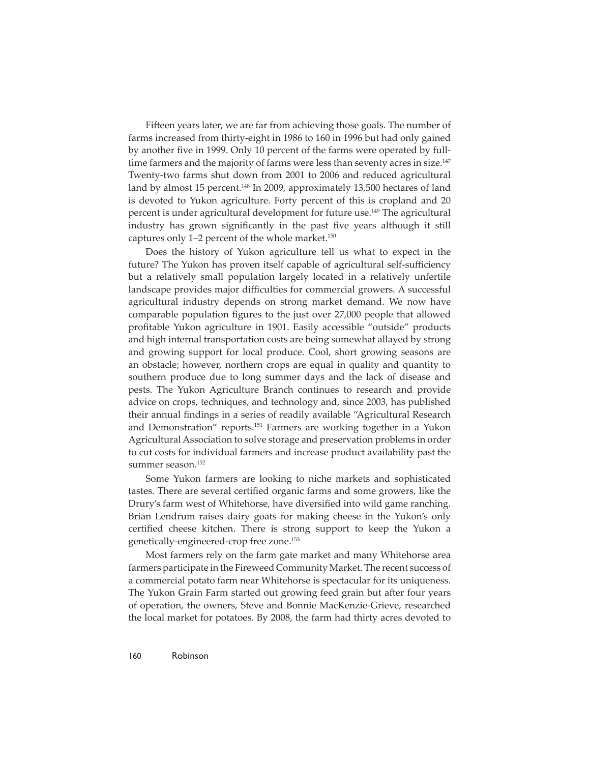Fifteen years later, we are far from achieving those goals. The number of farms increased from thirty-eight in 1986 to 160 in 1996 but had only gained by another five in 1999. Only 10 percent of the farms were operated by full-time farmers and the majority of farms were less than seventy acres in size.[147] Twenty-two farms shut down from 2001 to 2006 and reduced agricultural land by almost 15 percent.[148] In 2009, approximately 13,500 hectares of land is devoted to Yukon agriculture. Forty percent of this is cropland and 20 percent is under agricultural development for future use.[149] The agricultural industry has grown significantly in the past five years although it still captures only 1–2 percent of the whole market.[150]

Does the history of Yukon agriculture tell us what to expect in the future? The Yukon has proven itself capable of agricultural self-sufficiency but a relatively small population largely located in a relatively unfertile landscape provides major difficulties for commercial growers. A successful agricultural industry depends on strong market demand. We now have comparable population figures to the just over 27,000 people that allowed profitable Yukon agriculture in 1901. Easily accessible "outside" products and high internal transportation costs are being somewhat allayed by strong and growing support for local produce. Cool, short growing seasons are an obstacle; however, northern crops are equal in quality and quantity to southern produce due to long summer days and the lack of disease and pests. The Yukon Agriculture Branch continues to research and provide advice on crops, techniques, and technology and, since 2003, has published their annual findings in a series of readily available "Agricultural Research and Demonstration" reports.[151] Farmers are working together in a Yukon Agricultural Association to solve storage and preservation problems in order to cut costs for individual farmers and increase product availability past the summer season.[152]

Some Yukon farmers are looking to niche markets and sophisticated tastes. There are several certified organic farms and some growers, like the Drury's farm west of Whitehorse, have diversified into wild game ranching. Brian Lendrum raises dairy goats for making cheese in the Yukon's only certified cheese kitchen. There is strong support to keep the Yukon a genetically-engineered-crop free zone.[153]

Most farmers rely on the farm gate market and many Whitehorse area farmers participate in the Fireweed Community Market. The recent success of a commercial potato farm near Whitehorse is spectacular for its uniqueness. The Yukon Grain Farm started out growing feed grain but after four years of operation, the owners, Steve and Bonnie MacKenzie-Grieve, researched the local market for potatoes. By 2008, the farm had thirty acres devoted to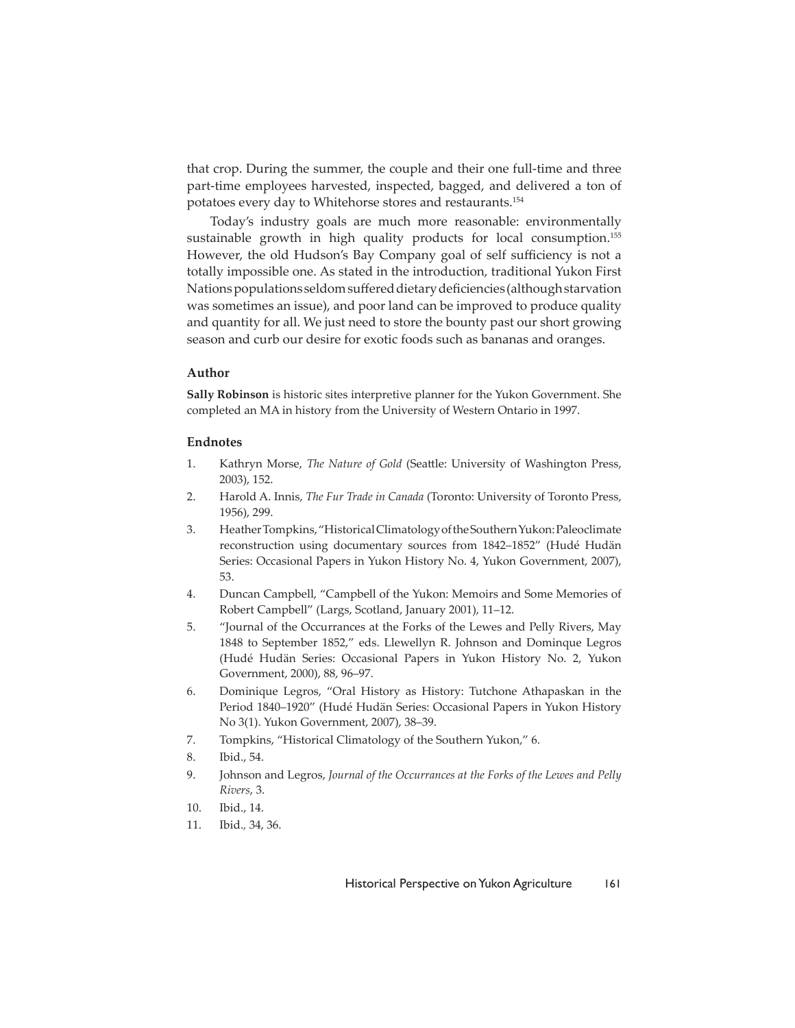that crop. During the summer, the couple and their one full-time and three part-time employees harvested, inspected, bagged, and delivered a ton of potatoes every day to Whitehorse stores and restaurants.[154]

Today's industry goals are much more reasonable: environmentally sustainable growth in high quality products for local consumption.[155] However, the old Hudson's Bay Company goal of self sufficiency is not a totally impossible one. As stated in the introduction, traditional Yukon First Nations populations seldom suffered dietary deficiencies (although starvation was sometimes an issue), and poor land can be improved to produce quality and quantity for all. We just need to store the bounty past our short growing season and curb our desire for exotic foods such as bananas and oranges.

### Author

**Sally Robinson** is historic sites interpretive planner for the Yukon Government. She completed an MA in history from the University of Western Ontario in 1997.

### Endnotes

1. Kathryn Morse, *The Nature of Gold* (Seattle: University of Washington Press, 2003), 152.
2. Harold A. Innis, *The Fur Trade in Canada* (Toronto: University of Toronto Press, 1956), 299.
3. Heather Tompkins, "Historical Climatology of the Southern Yukon: Paleoclimate reconstruction using documentary sources from 1842–1852" (Hudé Hudän Series: Occasional Papers in Yukon History No. 4, Yukon Government, 2007), 53.
4. Duncan Campbell, "Campbell of the Yukon: Memoirs and Some Memories of Robert Campbell" (Largs, Scotland, January 2001), 11–12.
5. "Journal of the Occurrances at the Forks of the Lewes and Pelly Rivers, May 1848 to September 1852," eds. Llewellyn R. Johnson and Dominque Legros (Hudé Hudän Series: Occasional Papers in Yukon History No. 2, Yukon Government, 2000), 88, 96–97.
6. Dominique Legros, "Oral History as History: Tutchone Athapaskan in the Period 1840–1920" (Hudé Hudän Series: Occasional Papers in Yukon History No 3(1). Yukon Government, 2007), 38–39.
7. Tompkins, "Historical Climatology of the Southern Yukon," 6.
8. Ibid., 54.
9. Johnson and Legros, *Journal of the Occurrances at the Forks of the Lewes and Pelly Rivers*, 3.
10. Ibid., 14.
11. Ibid., 34, 36.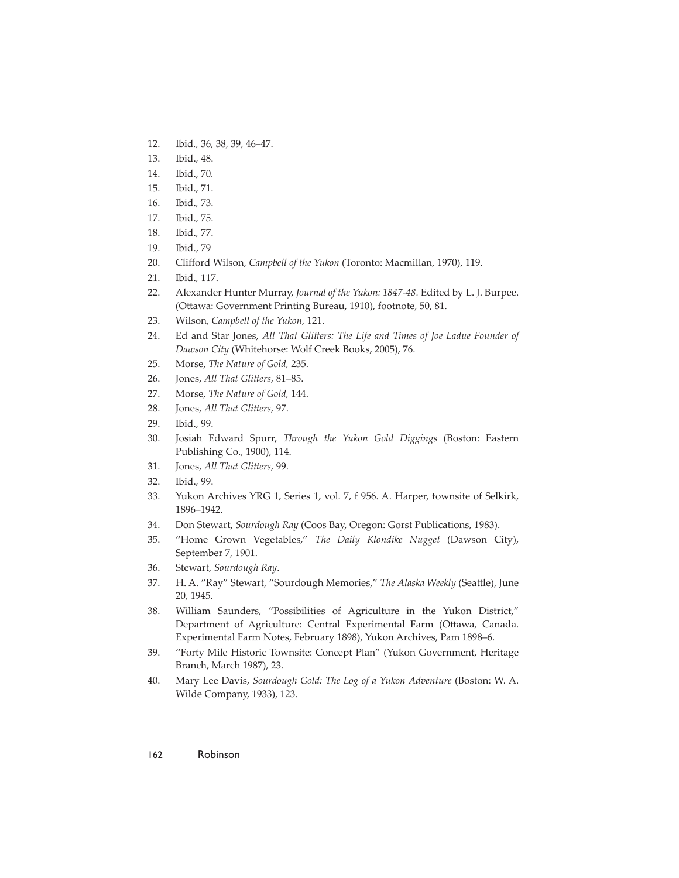12. Ibid., 36, 38, 39, 46–47.
13. Ibid., 48.
14. Ibid., 70.
15. Ibid., 71.
16. Ibid., 73.
17. Ibid., 75.
18. Ibid., 77.
19. Ibid., 79
20. Clifford Wilson, *Campbell of the Yukon* (Toronto: Macmillan, 1970), 119.
21. Ibid., 117.
22. Alexander Hunter Murray, *Journal of the Yukon: 1847-48*. Edited by L. J. Burpee. (Ottawa: Government Printing Bureau, 1910), footnote, 50, 81.
23. Wilson, *Campbell of the Yukon*, 121.
24. Ed and Star Jones, *All That Glitters: The Life and Times of Joe Ladue Founder of Dawson City* (Whitehorse: Wolf Creek Books, 2005), 76.
25. Morse, *The Nature of Gold,* 235.
26. Jones, *All That Glitters,* 81–85.
27. Morse, *The Nature of Gold,* 144.
28. Jones, *All That Glitters,* 97.
29. Ibid., 99.
30. Josiah Edward Spurr, *Through the Yukon Gold Diggings* (Boston: Eastern Publishing Co., 1900), 114.
31. Jones, *All That Glitters,* 99.
32. Ibid., 99.
33. Yukon Archives YRG 1, Series 1, vol. 7, f 956. A. Harper, townsite of Selkirk, 1896–1942.
34. Don Stewart, *Sourdough Ray* (Coos Bay, Oregon: Gorst Publications, 1983).
35. "Home Grown Vegetables," *The Daily Klondike Nugget* (Dawson City), September 7, 1901.
36. Stewart, *Sourdough Ray*.
37. H. A. "Ray" Stewart, "Sourdough Memories," *The Alaska Weekly* (Seattle), June 20, 1945.
38. William Saunders, "Possibilities of Agriculture in the Yukon District," Department of Agriculture: Central Experimental Farm (Ottawa, Canada. Experimental Farm Notes, February 1898), Yukon Archives, Pam 1898–6.
39. "Forty Mile Historic Townsite: Concept Plan" (Yukon Government, Heritage Branch, March 1987), 23.
40. Mary Lee Davis, *Sourdough Gold: The Log of a Yukon Adventure* (Boston: W. A. Wilde Company, 1933), 123.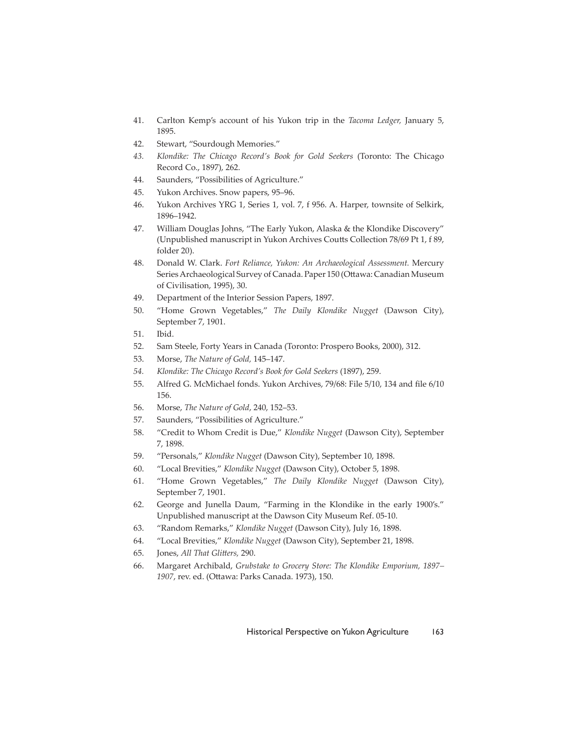41. Carlton Kemp's account of his Yukon trip in the *Tacoma Ledger,* January 5, 1895.
42. Stewart, "Sourdough Memories."
43. *Klondike: The Chicago Record's Book for Gold Seekers* (Toronto: The Chicago Record Co., 1897), 262.
44. Saunders, "Possibilities of Agriculture."
45. Yukon Archives. Snow papers, 95–96.
46. Yukon Archives YRG 1, Series 1, vol. 7, f 956. A. Harper, townsite of Selkirk, 1896–1942.
47. William Douglas Johns, "The Early Yukon, Alaska & the Klondike Discovery" (Unpublished manuscript in Yukon Archives Coutts Collection 78/69 Pt 1, f 89, folder 20).
48. Donald W. Clark. *Fort Reliance, Yukon: An Archaeological Assessment.* Mercury Series Archaeological Survey of Canada. Paper 150 (Ottawa: Canadian Museum of Civilisation, 1995), 30.
49. Department of the Interior Session Papers, 1897.
50. "Home Grown Vegetables," *The Daily Klondike Nugget* (Dawson City), September 7, 1901.
51. Ibid.
52. Sam Steele, Forty Years in Canada (Toronto: Prospero Books, 2000), 312.
53. Morse, *The Nature of Gold,* 145–147.
54. *Klondike: The Chicago Record's Book for Gold Seekers* (1897), 259.
55. Alfred G. McMichael fonds. Yukon Archives, 79/68: File 5/10, 134 and file 6/10 156.
56. Morse, *The Nature of Gold*, 240, 152–53.
57. Saunders, "Possibilities of Agriculture."
58. "Credit to Whom Credit is Due," *Klondike Nugget* (Dawson City), September 7, 1898.
59. "Personals," *Klondike Nugget* (Dawson City), September 10, 1898.
60. "Local Brevities," *Klondike Nugget* (Dawson City), October 5, 1898.
61. "Home Grown Vegetables," *The Daily Klondike Nugget* (Dawson City), September 7, 1901.
62. George and Junella Daum, "Farming in the Klondike in the early 1900's." Unpublished manuscript at the Dawson City Museum Ref. 05-10.
63. "Random Remarks," *Klondike Nugget* (Dawson City), July 16, 1898.
64. "Local Brevities," *Klondike Nugget* (Dawson City), September 21, 1898.
65. Jones, *All That Glitters,* 290.
66. Margaret Archibald, *Grubstake to Grocery Store: The Klondike Emporium, 1897–1907*, rev. ed. (Ottawa: Parks Canada. 1973), 150.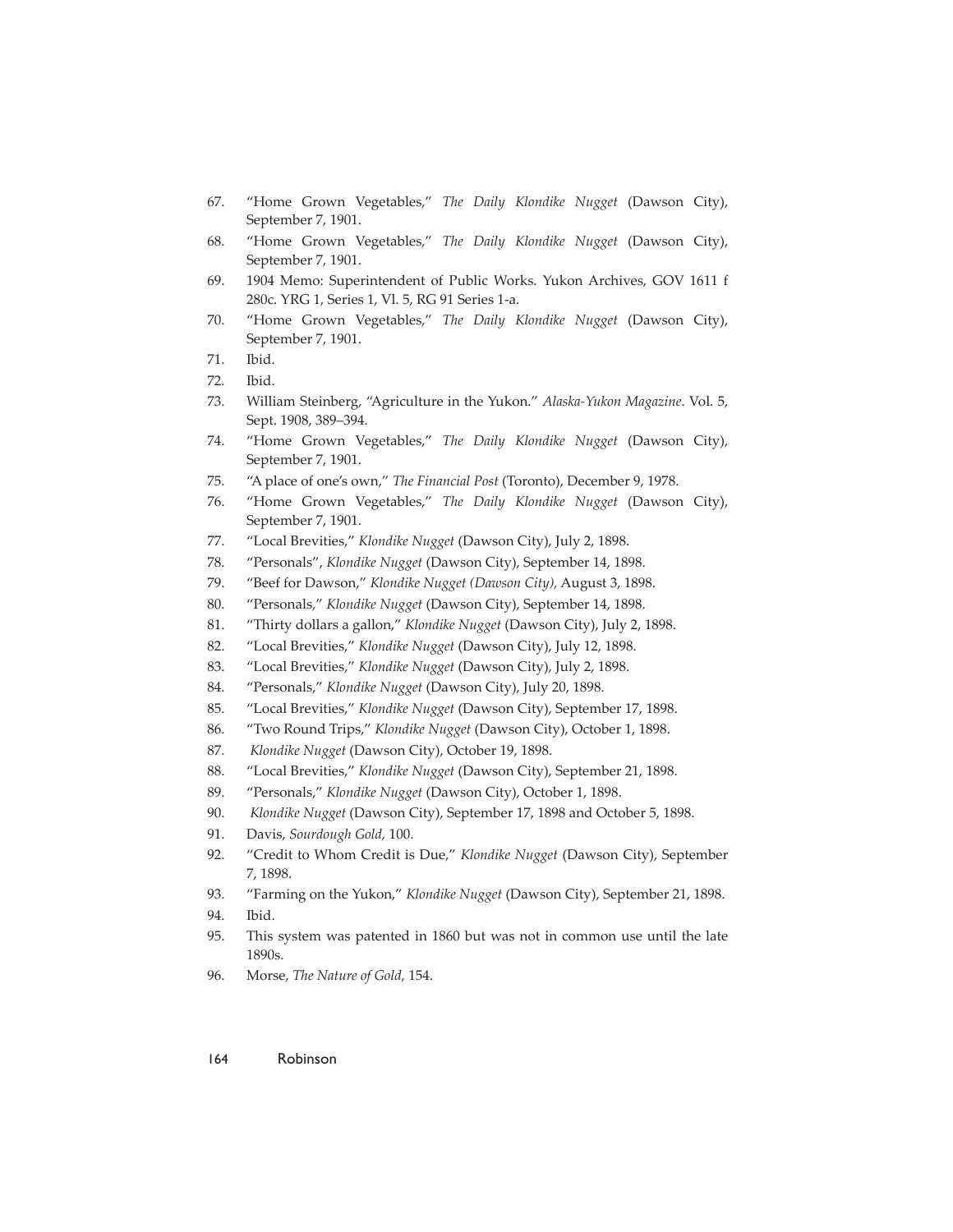67. "Home Grown Vegetables," *The Daily Klondike Nugget* (Dawson City), September 7, 1901.
68. "Home Grown Vegetables," *The Daily Klondike Nugget* (Dawson City), September 7, 1901.
69. 1904 Memo: Superintendent of Public Works. Yukon Archives, GOV 1611 f 280c. YRG 1, Series 1, Vl. 5, RG 91 Series 1-a.
70. "Home Grown Vegetables," *The Daily Klondike Nugget* (Dawson City), September 7, 1901.
71. Ibid.
72. Ibid.
73. William Steinberg, "Agriculture in the Yukon." *Alaska-Yukon Magazine*. Vol. 5, Sept. 1908, 389–394.
74. "Home Grown Vegetables," *The Daily Klondike Nugget* (Dawson City), September 7, 1901.
75. "A place of one's own," *The Financial Post* (Toronto), December 9, 1978.
76. "Home Grown Vegetables," *The Daily Klondike Nugget* (Dawson City), September 7, 1901.
77. "Local Brevities," *Klondike Nugget* (Dawson City), July 2, 1898.
78. "Personals", *Klondike Nugget* (Dawson City), September 14, 1898.
79. "Beef for Dawson," *Klondike Nugget (Dawson City),* August 3, 1898.
80. "Personals," *Klondike Nugget* (Dawson City), September 14, 1898.
81. "Thirty dollars a gallon," *Klondike Nugget* (Dawson City), July 2, 1898.
82. "Local Brevities," *Klondike Nugget* (Dawson City), July 12, 1898.
83. "Local Brevities," *Klondike Nugget* (Dawson City), July 2, 1898.
84. "Personals," *Klondike Nugget* (Dawson City), July 20, 1898.
85. "Local Brevities," *Klondike Nugget* (Dawson City), September 17, 1898.
86. "Two Round Trips," *Klondike Nugget* (Dawson City), October 1, 1898.
87. *Klondike Nugget* (Dawson City), October 19, 1898.
88. "Local Brevities," *Klondike Nugget* (Dawson City), September 21, 1898.
89. "Personals," *Klondike Nugget* (Dawson City), October 1, 1898.
90. *Klondike Nugget* (Dawson City), September 17, 1898 and October 5, 1898.
91. Davis, *Sourdough Gold,* 100.
92. "Credit to Whom Credit is Due," *Klondike Nugget* (Dawson City), September 7, 1898.
93. "Farming on the Yukon," *Klondike Nugget* (Dawson City), September 21, 1898.
94. Ibid.
95. This system was patented in 1860 but was not in common use until the late 1890s.
96. Morse, *The Nature of Gold,* 154.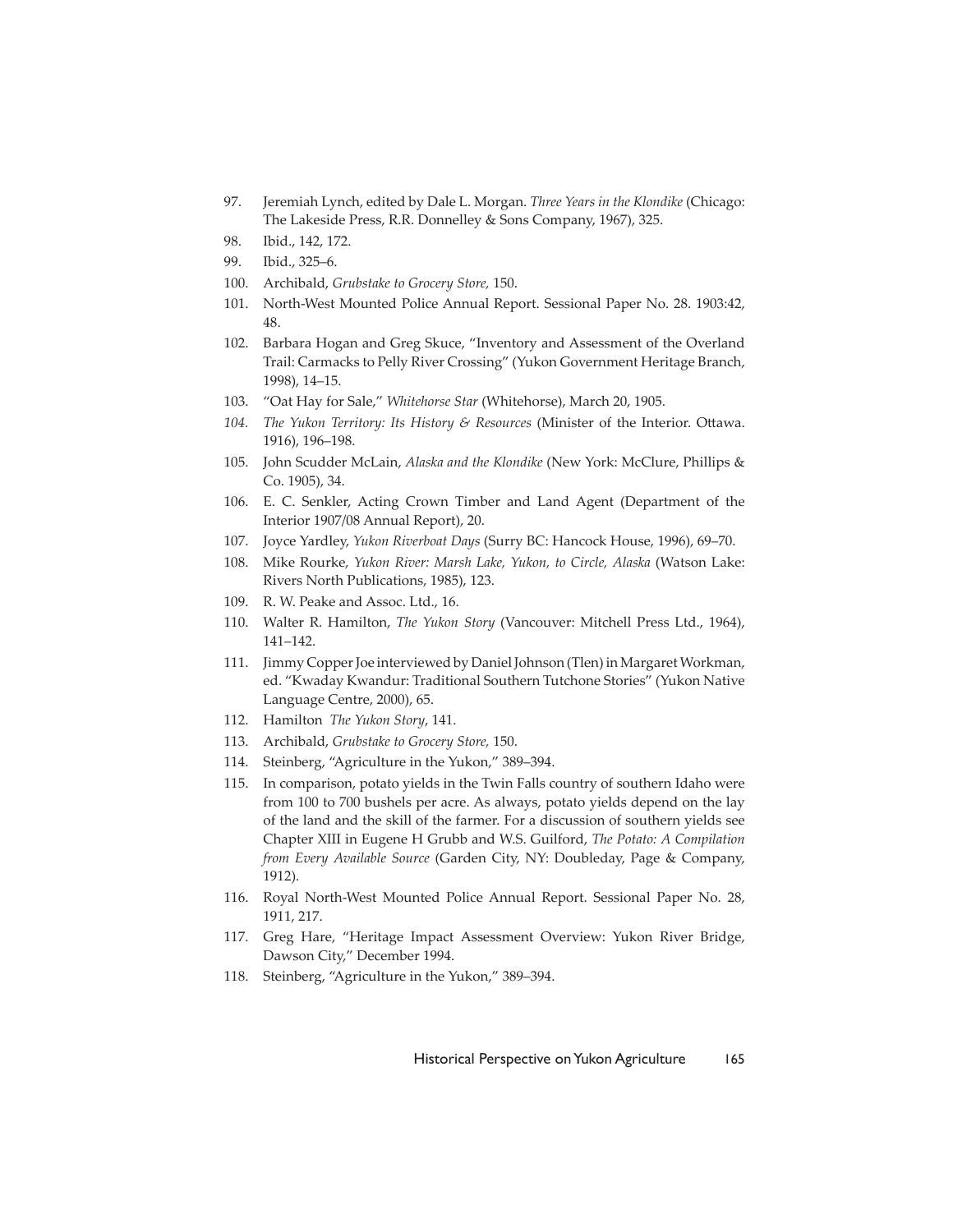97. Jeremiah Lynch, edited by Dale L. Morgan. *Three Years in the Klondike* (Chicago: The Lakeside Press, R.R. Donnelley & Sons Company, 1967), 325.
98. Ibid., 142, 172.
99. Ibid., 325–6.
100. Archibald, *Grubstake to Grocery Store,* 150.
101. North-West Mounted Police Annual Report. Sessional Paper No. 28. 1903:42, 48.
102. Barbara Hogan and Greg Skuce, "Inventory and Assessment of the Overland Trail: Carmacks to Pelly River Crossing" (Yukon Government Heritage Branch, 1998), 14–15.
103. "Oat Hay for Sale," *Whitehorse Star* (Whitehorse), March 20, 1905.
104. *The Yukon Territory: Its History & Resources* (Minister of the Interior. Ottawa. 1916), 196–198.
105. John Scudder McLain, *Alaska and the Klondike* (New York: McClure, Phillips & Co. 1905), 34.
106. E. C. Senkler, Acting Crown Timber and Land Agent (Department of the Interior 1907/08 Annual Report), 20.
107. Joyce Yardley, *Yukon Riverboat Days* (Surry BC: Hancock House, 1996), 69–70.
108. Mike Rourke, *Yukon River: Marsh Lake, Yukon, to Circle, Alaska* (Watson Lake: Rivers North Publications, 1985), 123.
109. R. W. Peake and Assoc. Ltd., 16.
110. Walter R. Hamilton, *The Yukon Story* (Vancouver: Mitchell Press Ltd., 1964), 141–142.
111. Jimmy Copper Joe interviewed by Daniel Johnson (Tlen) in Margaret Workman, ed. "Kwaday Kwandur: Traditional Southern Tutchone Stories" (Yukon Native Language Centre, 2000), 65.
112. Hamilton *The Yukon Story*, 141.
113. Archibald, *Grubstake to Grocery Store,* 150.
114. Steinberg, "Agriculture in the Yukon," 389–394.
115. In comparison, potato yields in the Twin Falls country of southern Idaho were from 100 to 700 bushels per acre. As always, potato yields depend on the lay of the land and the skill of the farmer. For a discussion of southern yields see Chapter XIII in Eugene H Grubb and W.S. Guilford, *The Potato: A Compilation from Every Available Source* (Garden City, NY: Doubleday, Page & Company, 1912).
116. Royal North-West Mounted Police Annual Report. Sessional Paper No. 28, 1911, 217.
117. Greg Hare, "Heritage Impact Assessment Overview: Yukon River Bridge, Dawson City," December 1994.
118. Steinberg, "Agriculture in the Yukon," 389–394.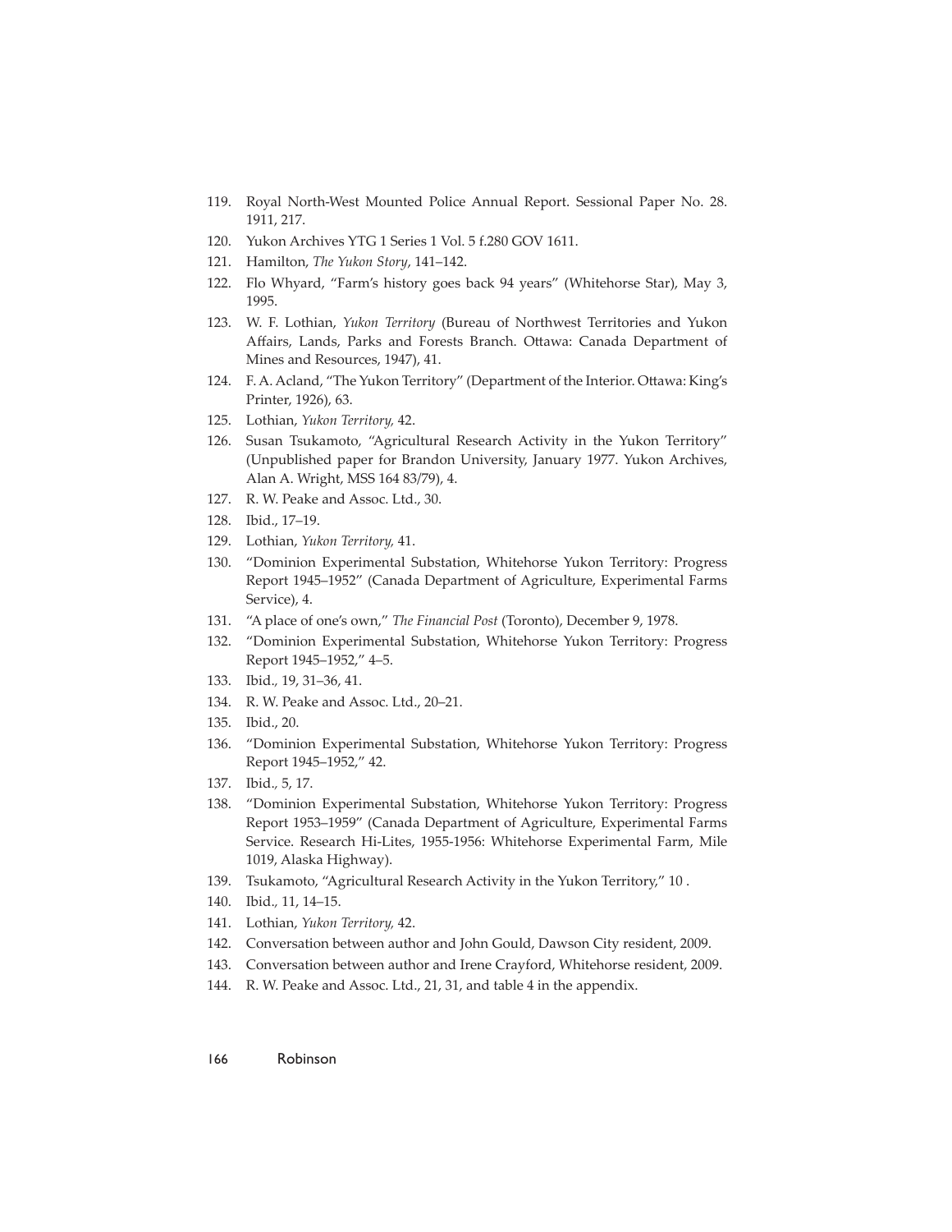119. Royal North-West Mounted Police Annual Report. Sessional Paper No. 28. 1911, 217.
120. Yukon Archives YTG 1 Series 1 Vol. 5 f.280 GOV 1611.
121. Hamilton, *The Yukon Story*, 141–142.
122. Flo Whyard, "Farm's history goes back 94 years" (Whitehorse Star), May 3, 1995.
123. W. F. Lothian, *Yukon Territory* (Bureau of Northwest Territories and Yukon Affairs, Lands, Parks and Forests Branch. Ottawa: Canada Department of Mines and Resources, 1947), 41.
124. F. A. Acland, "The Yukon Territory" (Department of the Interior. Ottawa: King's Printer, 1926), 63.
125. Lothian, *Yukon Territory,* 42.
126. Susan Tsukamoto, "Agricultural Research Activity in the Yukon Territory" (Unpublished paper for Brandon University, January 1977. Yukon Archives, Alan A. Wright, MSS 164 83/79), 4.
127. R. W. Peake and Assoc. Ltd., 30.
128. Ibid., 17–19.
129. Lothian, *Yukon Territory,* 41.
130. "Dominion Experimental Substation, Whitehorse Yukon Territory: Progress Report 1945–1952" (Canada Department of Agriculture, Experimental Farms Service), 4.
131. "A place of one's own," *The Financial Post* (Toronto), December 9, 1978.
132. "Dominion Experimental Substation, Whitehorse Yukon Territory: Progress Report 1945–1952," 4–5.
133. Ibid., 19, 31–36, 41.
134. R. W. Peake and Assoc. Ltd., 20–21.
135. Ibid., 20.
136. "Dominion Experimental Substation, Whitehorse Yukon Territory: Progress Report 1945–1952," 42.
137. Ibid., 5, 17.
138. "Dominion Experimental Substation, Whitehorse Yukon Territory: Progress Report 1953–1959" (Canada Department of Agriculture, Experimental Farms Service. Research Hi-Lites, 1955-1956: Whitehorse Experimental Farm, Mile 1019, Alaska Highway).
139. Tsukamoto, "Agricultural Research Activity in the Yukon Territory," 10 .
140. Ibid., 11, 14–15.
141. Lothian, *Yukon Territory,* 42.
142. Conversation between author and John Gould, Dawson City resident, 2009.
143. Conversation between author and Irene Crayford, Whitehorse resident, 2009.
144. R. W. Peake and Assoc. Ltd., 21, 31, and table 4 in the appendix.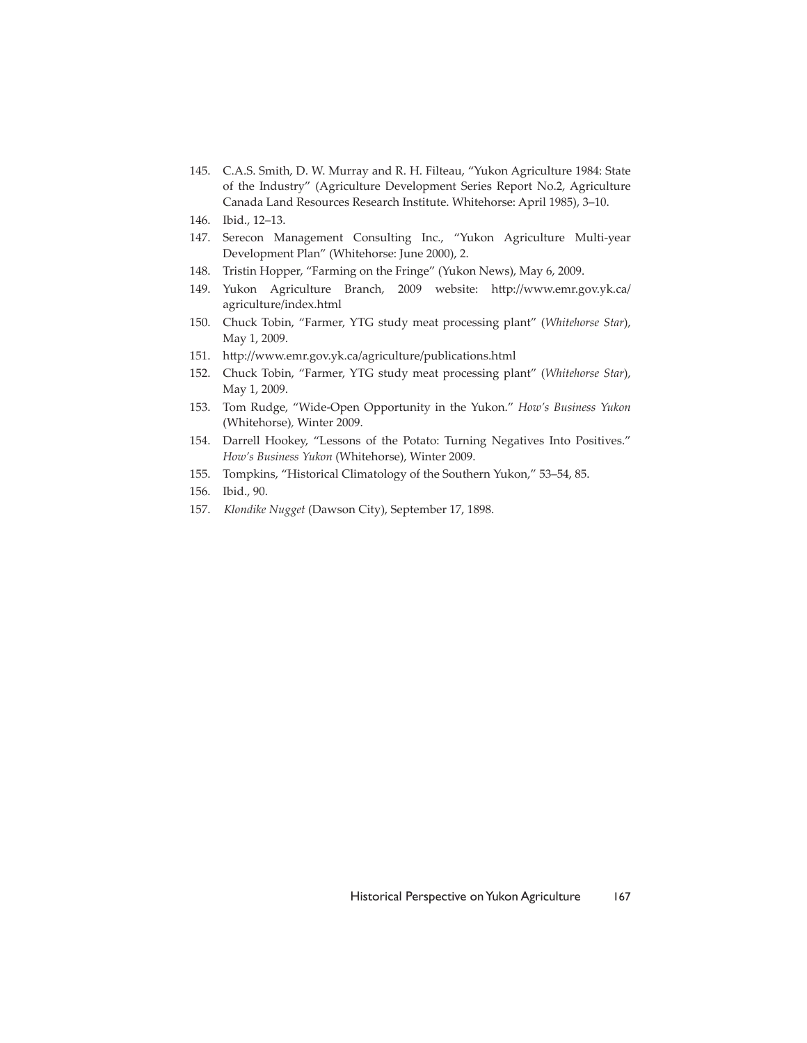145. C.A.S. Smith, D. W. Murray and R. H. Filteau, "Yukon Agriculture 1984: State of the Industry" (Agriculture Development Series Report No.2, Agriculture Canada Land Resources Research Institute. Whitehorse: April 1985), 3–10.
146. Ibid., 12–13.
147. Serecon Management Consulting Inc., "Yukon Agriculture Multi-year Development Plan" (Whitehorse: June 2000), 2.
148. Tristin Hopper, "Farming on the Fringe" (Yukon News), May 6, 2009.
149. Yukon Agriculture Branch, 2009 website: http://www.emr.gov.yk.ca/agriculture/index.html
150. Chuck Tobin, "Farmer, YTG study meat processing plant" (*Whitehorse Star*), May 1, 2009.
151. http://www.emr.gov.yk.ca/agriculture/publications.html
152. Chuck Tobin, "Farmer, YTG study meat processing plant" (*Whitehorse Star*), May 1, 2009.
153. Tom Rudge, "Wide-Open Opportunity in the Yukon." *How's Business Yukon* (Whitehorse), Winter 2009.
154. Darrell Hookey, "Lessons of the Potato: Turning Negatives Into Positives." *How's Business Yukon* (Whitehorse), Winter 2009.
155. Tompkins, "Historical Climatology of the Southern Yukon," 53–54, 85.
156. Ibid., 90.
157. *Klondike Nugget* (Dawson City), September 17, 1898.